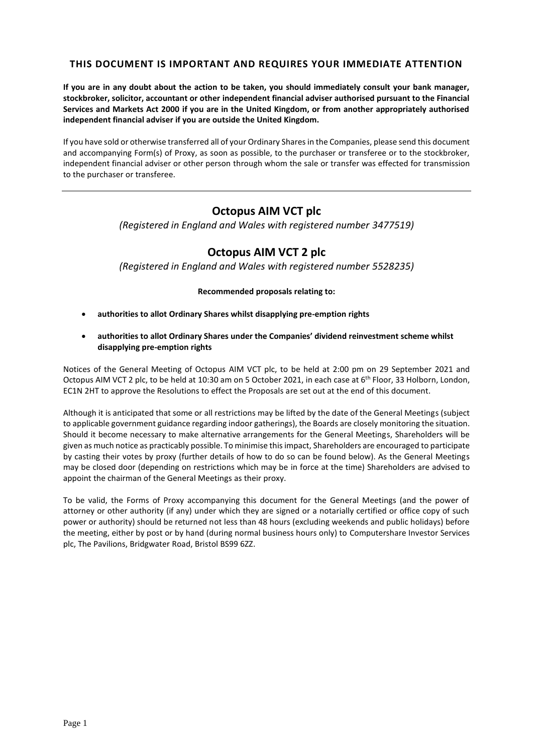## THIS DOCUMENT IS IMPORTANT AND REQUIRES YOUR IMMEDIATE ATTENTION

**If you are in any doubt about the action to be taken, you should immediately consult your bank manager, stockbroker, solicitor, accountant or other independent financial adviser authorised pursuant to the Financial Services and Markets Act 2000 if you are in the United Kingdom, or from another appropriately authorised independent financial adviser if you are outside the United Kingdom.**

If you have sold or otherwise transferred all of your Ordinary Shares in the Companies, please send this document and accompanying Form(s) of Proxy, as soon as possible, to the purchaser or transferee or to the stockbroker, independent financial adviser or other person through whom the sale or transfer was effected for transmission to the purchaser or transferee.

---

# Octopus AIM VCT plc

*(Registered in England and Wales with registered number 3477519)*

# Octopus AIM VCT 2 plc

*(Registered in England and Wales with registered number 5528235)*

**Recommended proposals relating to:**

- **authorities to allot Ordinary Shares whilst disapplying pre-emption rights**
- **authorities to allot Ordinary Shares under the Companies' dividend reinvestment scheme whilst disapplying pre-emption rights**

Notices of the General Meeting of Octopus AIM VCT plc, to be held at 2:00 pm on 29 September 2021 and Octopus AIM VCT 2 plc, to be held at 10:30 am on 5 October 2021, in each case at 6th Floor, 33 Holborn, London, EC1N 2HT to approve the Resolutions to effect the Proposals are set out at the end of this document.

Although it is anticipated that some or all restrictions may be lifted by the date of the General Meetings (subject to applicable government guidance regarding indoor gatherings), the Boards are closely monitoring the situation. Should it become necessary to make alternative arrangements for the General Meetings, Shareholders will be given as much notice as practicably possible. To minimise this impact, Shareholders are encouraged to participate by casting their votes by proxy (further details of how to do so can be found below). As the General Meetings may be closed door (depending on restrictions which may be in force at the time) Shareholders are advised to appoint the chairman of the General Meetings as their proxy.

To be valid, the Forms of Proxy accompanying this document for the General Meetings (and the power of attorney or other authority (if any) under which they are signed or a notarially certified or office copy of such power or authority) should be returned not less than 48 hours (excluding weekends and public holidays) before the meeting, either by post or by hand (during normal business hours only) to Computershare Investor Services plc, The Pavilions, Bridgwater Road, Bristol BS99 6ZZ.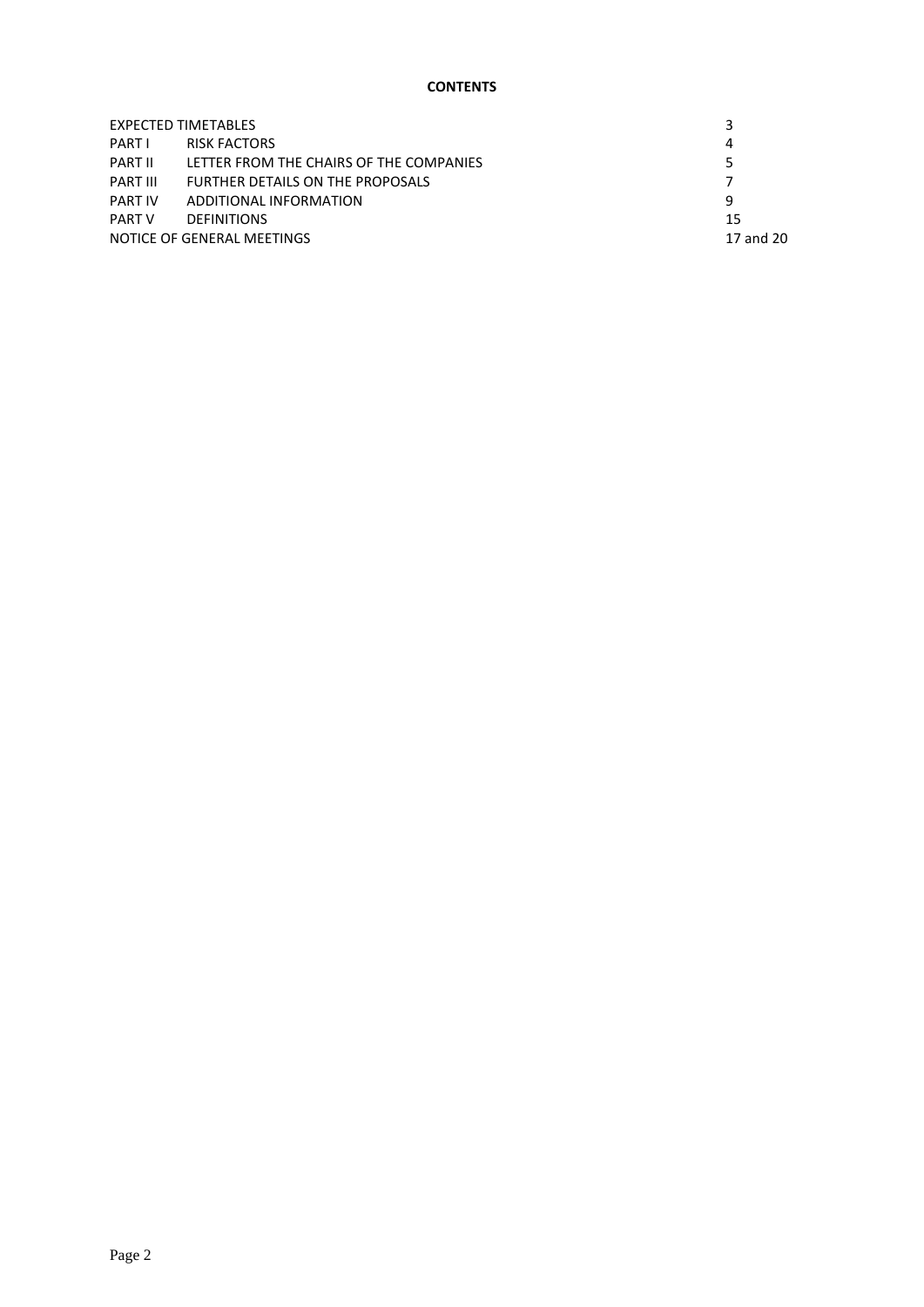**CONTENTS**

| | | |
|---|---|---|
| EXPECTED TIMETABLES | | 3 |
| PART I | RISK FACTORS | 4 |
| PART II | LETTER FROM THE CHAIRS OF THE COMPANIES | 5 |
| PART III | FURTHER DETAILS ON THE PROPOSALS | 7 |
| PART IV | ADDITIONAL INFORMATION | 9 |
| PART V | DEFINITIONS | 15 |
| NOTICE OF GENERAL MEETINGS | | 17 and 20 |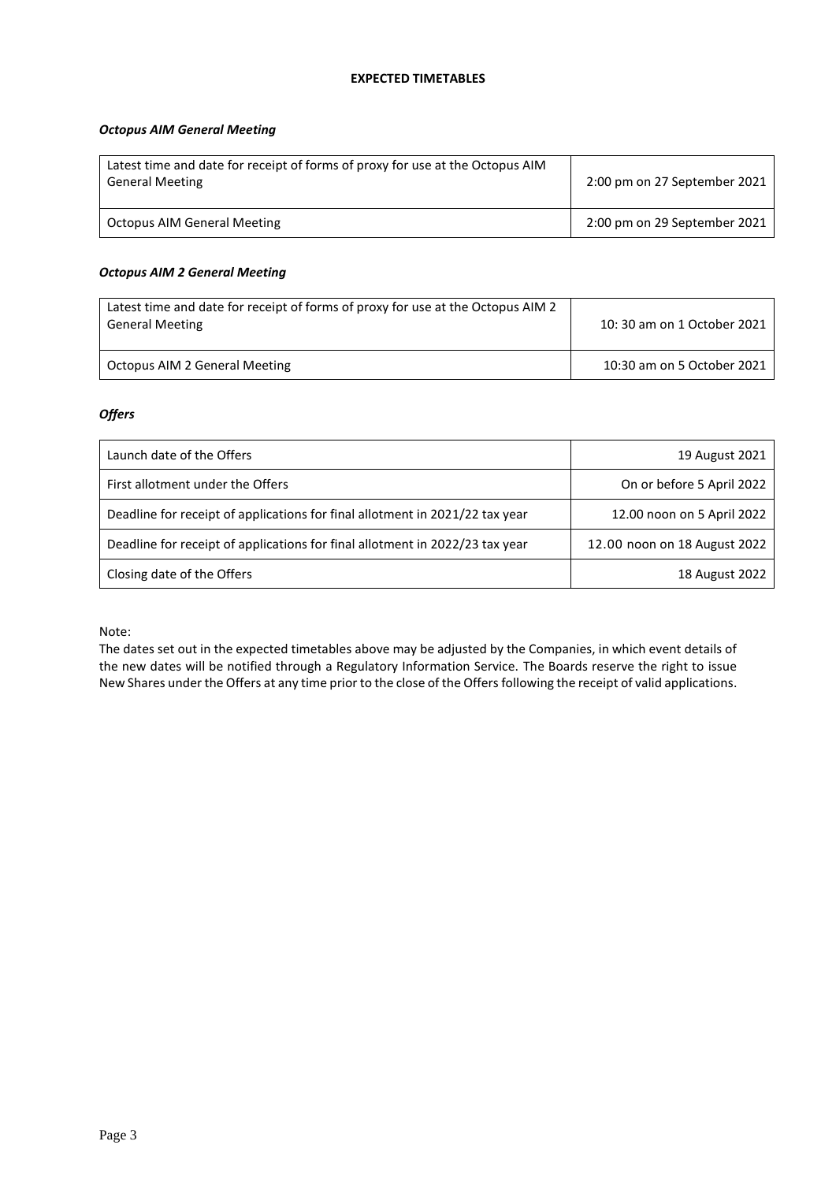## EXPECTED TIMETABLES

### *Octopus AIM General Meeting*

| | |
|---|---|
| Latest time and date for receipt of forms of proxy for use at the Octopus AIM General Meeting | 2:00 pm on 27 September 2021 |
| Octopus AIM General Meeting | 2:00 pm on 29 September 2021 |

### *Octopus AIM 2 General Meeting*

| | |
|---|---|
| Latest time and date for receipt of forms of proxy for use at the Octopus AIM 2 General Meeting | 10: 30 am on 1 October 2021 |
| Octopus AIM 2 General Meeting | 10:30 am on 5 October 2021 |

### *Offers*

| | |
|---|---|
| Launch date of the Offers | 19 August 2021 |
| First allotment under the Offers | On or before 5 April 2022 |
| Deadline for receipt of applications for final allotment in 2021/22 tax year | 12.00 noon on 5 April 2022 |
| Deadline for receipt of applications for final allotment in 2022/23 tax year | 12.00 noon on 18 August 2022 |
| Closing date of the Offers | 18 August 2022 |

Note:

The dates set out in the expected timetables above may be adjusted by the Companies, in which event details of the new dates will be notified through a Regulatory Information Service. The Boards reserve the right to issue New Shares under the Offers at any time prior to the close of the Offers following the receipt of valid applications.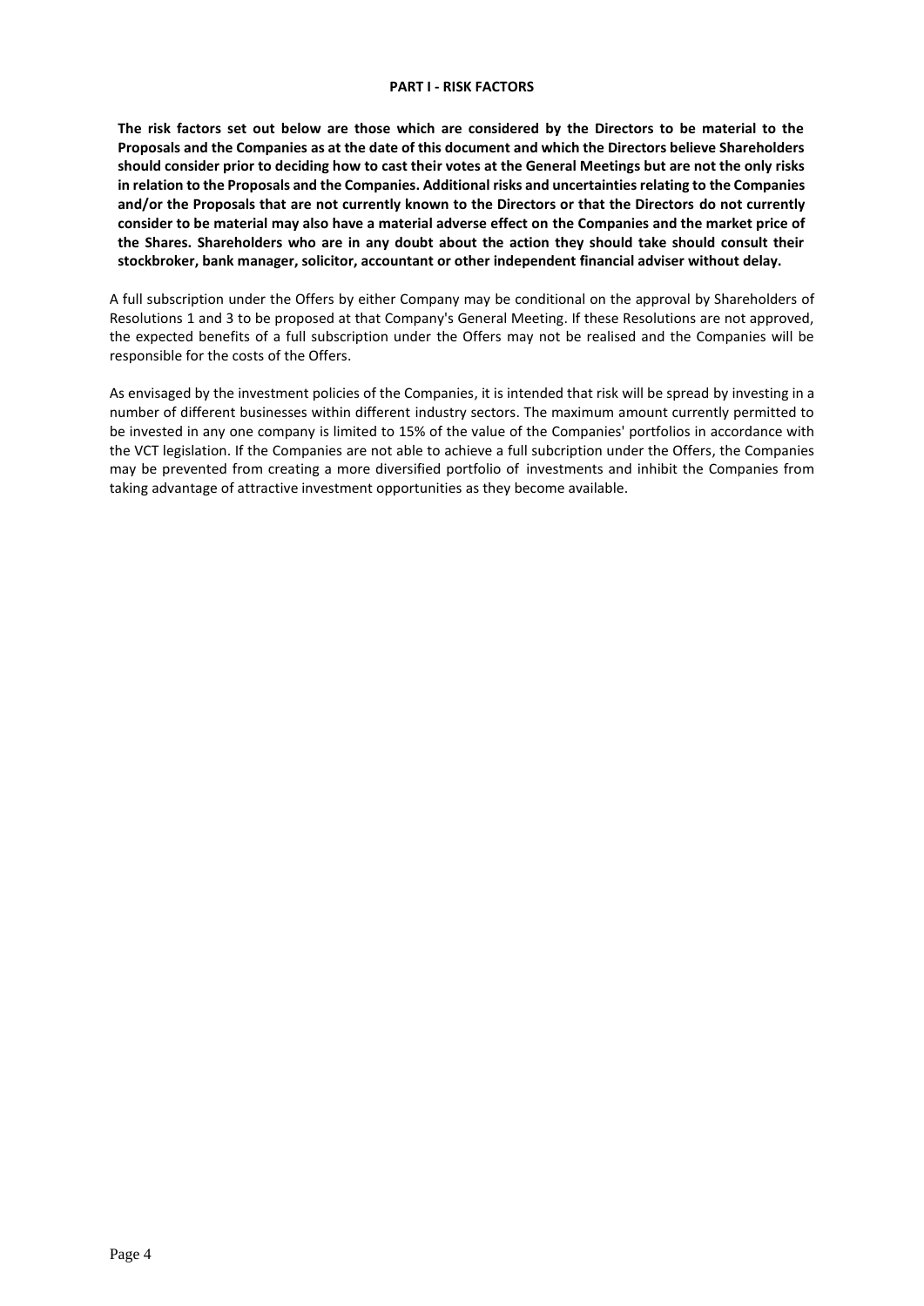# PART I - RISK FACTORS

**The risk factors set out below are those which are considered by the Directors to be material to the Proposals and the Companies as at the date of this document and which the Directors believe Shareholders should consider prior to deciding how to cast their votes at the General Meetings but are not the only risks in relation to the Proposals and the Companies. Additional risks and uncertainties relating to the Companies and/or the Proposals that are not currently known to the Directors or that the Directors do not currently consider to be material may also have a material adverse effect on the Companies and the market price of the Shares. Shareholders who are in any doubt about the action they should take should consult their stockbroker, bank manager, solicitor, accountant or other independent financial adviser without delay.**

A full subscription under the Offers by either Company may be conditional on the approval by Shareholders of Resolutions 1 and 3 to be proposed at that Company's General Meeting. If these Resolutions are not approved, the expected benefits of a full subscription under the Offers may not be realised and the Companies will be responsible for the costs of the Offers.

As envisaged by the investment policies of the Companies, it is intended that risk will be spread by investing in a number of different businesses within different industry sectors. The maximum amount currently permitted to be invested in any one company is limited to 15% of the value of the Companies' portfolios in accordance with the VCT legislation. If the Companies are not able to achieve a full subcription under the Offers, the Companies may be prevented from creating a more diversified portfolio of investments and inhibit the Companies from taking advantage of attractive investment opportunities as they become available.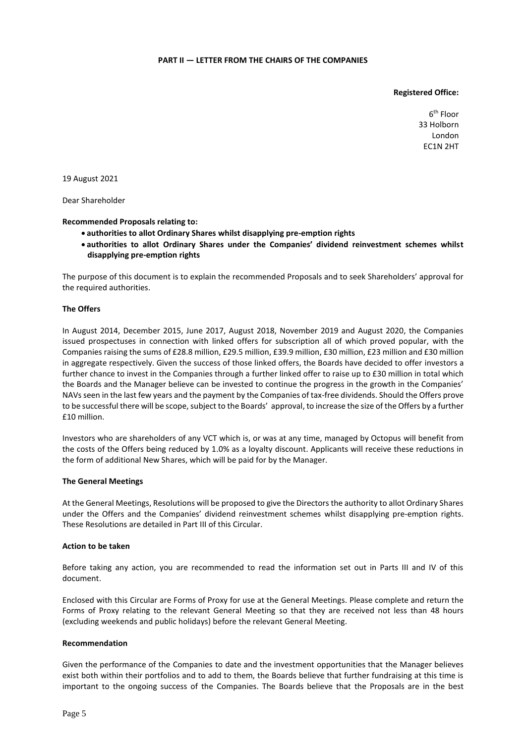**PART II — LETTER FROM THE CHAIRS OF THE COMPANIES**

**Registered Office:**

6th Floor
33 Holborn
London
EC1N 2HT

19 August 2021

Dear Shareholder

**Recommended Proposals relating to:**

- **authorities to allot Ordinary Shares whilst disapplying pre-emption rights**
- **authorities to allot Ordinary Shares under the Companies' dividend reinvestment schemes whilst disapplying pre-emption rights**

The purpose of this document is to explain the recommended Proposals and to seek Shareholders' approval for the required authorities.

**The Offers**

In August 2014, December 2015, June 2017, August 2018, November 2019 and August 2020, the Companies issued prospectuses in connection with linked offers for subscription all of which proved popular, with the Companies raising the sums of £28.8 million, £29.5 million, £39.9 million, £30 million, £23 million and £30 million in aggregate respectively. Given the success of those linked offers, the Boards have decided to offer investors a further chance to invest in the Companies through a further linked offer to raise up to £30 million in total which the Boards and the Manager believe can be invested to continue the progress in the growth in the Companies' NAVs seen in the last few years and the payment by the Companies of tax-free dividends. Should the Offers prove to be successful there will be scope, subject to the Boards' approval, to increase the size of the Offers by a further £10 million.

Investors who are shareholders of any VCT which is, or was at any time, managed by Octopus will benefit from the costs of the Offers being reduced by 1.0% as a loyalty discount. Applicants will receive these reductions in the form of additional New Shares, which will be paid for by the Manager.

**The General Meetings**

At the General Meetings, Resolutions will be proposed to give the Directors the authority to allot Ordinary Shares under the Offers and the Companies' dividend reinvestment schemes whilst disapplying pre-emption rights. These Resolutions are detailed in Part III of this Circular.

**Action to be taken**

Before taking any action, you are recommended to read the information set out in Parts III and IV of this document.

Enclosed with this Circular are Forms of Proxy for use at the General Meetings. Please complete and return the Forms of Proxy relating to the relevant General Meeting so that they are received not less than 48 hours (excluding weekends and public holidays) before the relevant General Meeting.

**Recommendation**

Given the performance of the Companies to date and the investment opportunities that the Manager believes exist both within their portfolios and to add to them, the Boards believe that further fundraising at this time is important to the ongoing success of the Companies. The Boards believe that the Proposals are in the best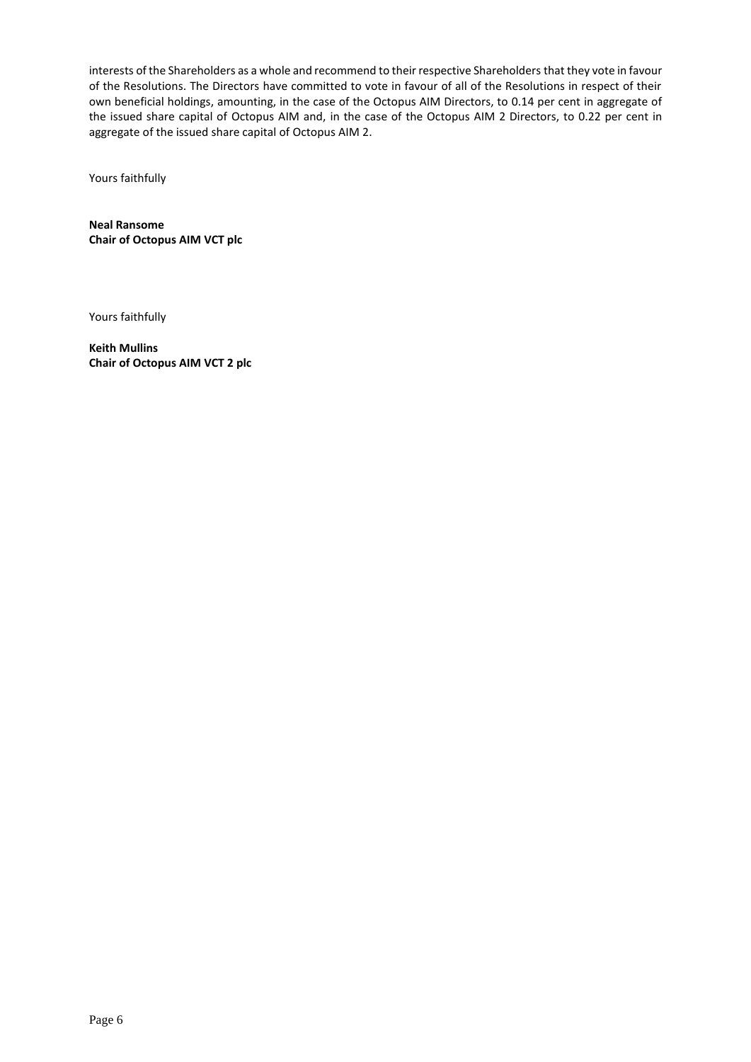interests of the Shareholders as a whole and recommend to their respective Shareholders that they vote in favour of the Resolutions. The Directors have committed to vote in favour of all of the Resolutions in respect of their own beneficial holdings, amounting, in the case of the Octopus AIM Directors, to 0.14 per cent in aggregate of the issued share capital of Octopus AIM and, in the case of the Octopus AIM 2 Directors, to 0.22 per cent in aggregate of the issued share capital of Octopus AIM 2.

Yours faithfully

**Neal Ransome**
**Chair of Octopus AIM VCT plc**

Yours faithfully

**Keith Mullins**
**Chair of Octopus AIM VCT 2 plc**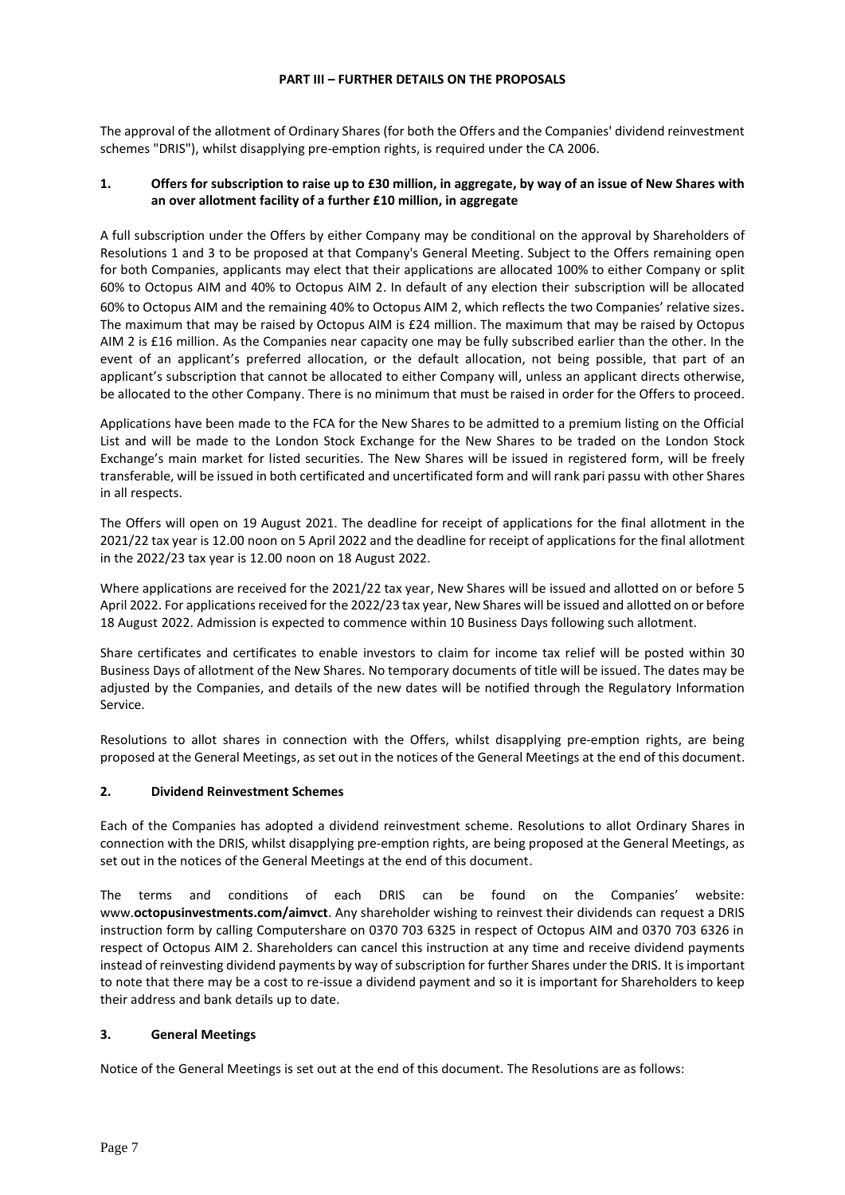## PART III – FURTHER DETAILS ON THE PROPOSALS

The approval of the allotment of Ordinary Shares (for both the Offers and the Companies' dividend reinvestment schemes "DRIS"), whilst disapplying pre-emption rights, is required under the CA 2006.

### 1. Offers for subscription to raise up to £30 million, in aggregate, by way of an issue of New Shares with an over allotment facility of a further £10 million, in aggregate

A full subscription under the Offers by either Company may be conditional on the approval by Shareholders of Resolutions 1 and 3 to be proposed at that Company's General Meeting. Subject to the Offers remaining open for both Companies, applicants may elect that their applications are allocated 100% to either Company or split 60% to Octopus AIM and 40% to Octopus AIM 2. In default of any election their subscription will be allocated 60% to Octopus AIM and the remaining 40% to Octopus AIM 2, which reflects the two Companies' relative sizes. The maximum that may be raised by Octopus AIM is £24 million. The maximum that may be raised by Octopus AIM 2 is £16 million. As the Companies near capacity one may be fully subscribed earlier than the other. In the event of an applicant's preferred allocation, or the default allocation, not being possible, that part of an applicant's subscription that cannot be allocated to either Company will, unless an applicant directs otherwise, be allocated to the other Company. There is no minimum that must be raised in order for the Offers to proceed.

Applications have been made to the FCA for the New Shares to be admitted to a premium listing on the Official List and will be made to the London Stock Exchange for the New Shares to be traded on the London Stock Exchange's main market for listed securities. The New Shares will be issued in registered form, will be freely transferable, will be issued in both certificated and uncertificated form and will rank pari passu with other Shares in all respects.

The Offers will open on 19 August 2021. The deadline for receipt of applications for the final allotment in the 2021/22 tax year is 12.00 noon on 5 April 2022 and the deadline for receipt of applications for the final allotment in the 2022/23 tax year is 12.00 noon on 18 August 2022.

Where applications are received for the 2021/22 tax year, New Shares will be issued and allotted on or before 5 April 2022. For applications received for the 2022/23 tax year, New Shares will be issued and allotted on or before 18 August 2022. Admission is expected to commence within 10 Business Days following such allotment.

Share certificates and certificates to enable investors to claim for income tax relief will be posted within 30 Business Days of allotment of the New Shares. No temporary documents of title will be issued. The dates may be adjusted by the Companies, and details of the new dates will be notified through the Regulatory Information Service.

Resolutions to allot shares in connection with the Offers, whilst disapplying pre-emption rights, are being proposed at the General Meetings, as set out in the notices of the General Meetings at the end of this document.

### 2. Dividend Reinvestment Schemes

Each of the Companies has adopted a dividend reinvestment scheme. Resolutions to allot Ordinary Shares in connection with the DRIS, whilst disapplying pre-emption rights, are being proposed at the General Meetings, as set out in the notices of the General Meetings at the end of this document.

The terms and conditions of each DRIS can be found on the Companies' website: www.**octopusinvestments.com/aimvct**. Any shareholder wishing to reinvest their dividends can request a DRIS instruction form by calling Computershare on 0370 703 6325 in respect of Octopus AIM and 0370 703 6326 in respect of Octopus AIM 2. Shareholders can cancel this instruction at any time and receive dividend payments instead of reinvesting dividend payments by way of subscription for further Shares under the DRIS. It is important to note that there may be a cost to re-issue a dividend payment and so it is important for Shareholders to keep their address and bank details up to date.

### 3. General Meetings

Notice of the General Meetings is set out at the end of this document. The Resolutions are as follows: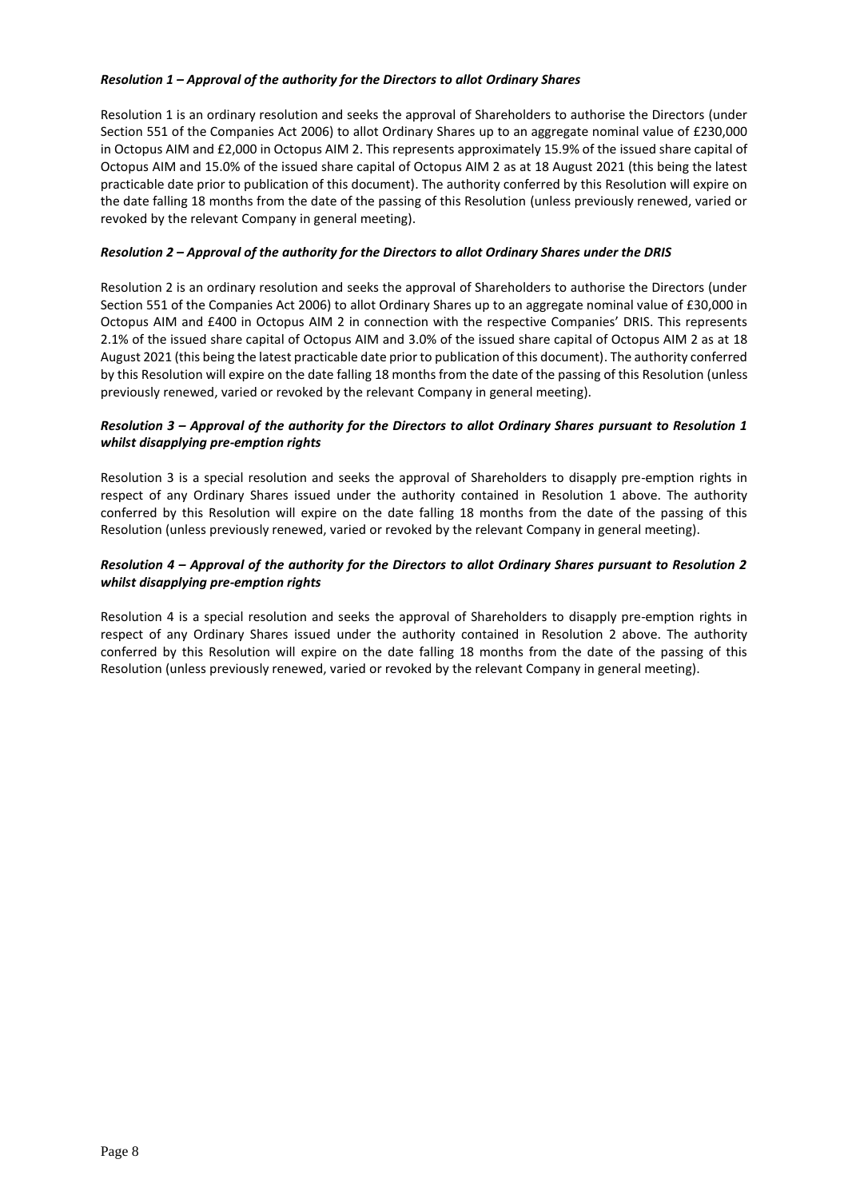***Resolution 1 – Approval of the authority for the Directors to allot Ordinary Shares***

Resolution 1 is an ordinary resolution and seeks the approval of Shareholders to authorise the Directors (under Section 551 of the Companies Act 2006) to allot Ordinary Shares up to an aggregate nominal value of £230,000 in Octopus AIM and £2,000 in Octopus AIM 2. This represents approximately 15.9% of the issued share capital of Octopus AIM and 15.0% of the issued share capital of Octopus AIM 2 as at 18 August 2021 (this being the latest practicable date prior to publication of this document). The authority conferred by this Resolution will expire on the date falling 18 months from the date of the passing of this Resolution (unless previously renewed, varied or revoked by the relevant Company in general meeting).

***Resolution 2 – Approval of the authority for the Directors to allot Ordinary Shares under the DRIS***

Resolution 2 is an ordinary resolution and seeks the approval of Shareholders to authorise the Directors (under Section 551 of the Companies Act 2006) to allot Ordinary Shares up to an aggregate nominal value of £30,000 in Octopus AIM and £400 in Octopus AIM 2 in connection with the respective Companies' DRIS. This represents 2.1% of the issued share capital of Octopus AIM and 3.0% of the issued share capital of Octopus AIM 2 as at 18 August 2021 (this being the latest practicable date prior to publication of this document). The authority conferred by this Resolution will expire on the date falling 18 months from the date of the passing of this Resolution (unless previously renewed, varied or revoked by the relevant Company in general meeting).

***Resolution 3 – Approval of the authority for the Directors to allot Ordinary Shares pursuant to Resolution 1 whilst disapplying pre-emption rights***

Resolution 3 is a special resolution and seeks the approval of Shareholders to disapply pre-emption rights in respect of any Ordinary Shares issued under the authority contained in Resolution 1 above. The authority conferred by this Resolution will expire on the date falling 18 months from the date of the passing of this Resolution (unless previously renewed, varied or revoked by the relevant Company in general meeting).

***Resolution 4 – Approval of the authority for the Directors to allot Ordinary Shares pursuant to Resolution 2 whilst disapplying pre-emption rights***

Resolution 4 is a special resolution and seeks the approval of Shareholders to disapply pre-emption rights in respect of any Ordinary Shares issued under the authority contained in Resolution 2 above. The authority conferred by this Resolution will expire on the date falling 18 months from the date of the passing of this Resolution (unless previously renewed, varied or revoked by the relevant Company in general meeting).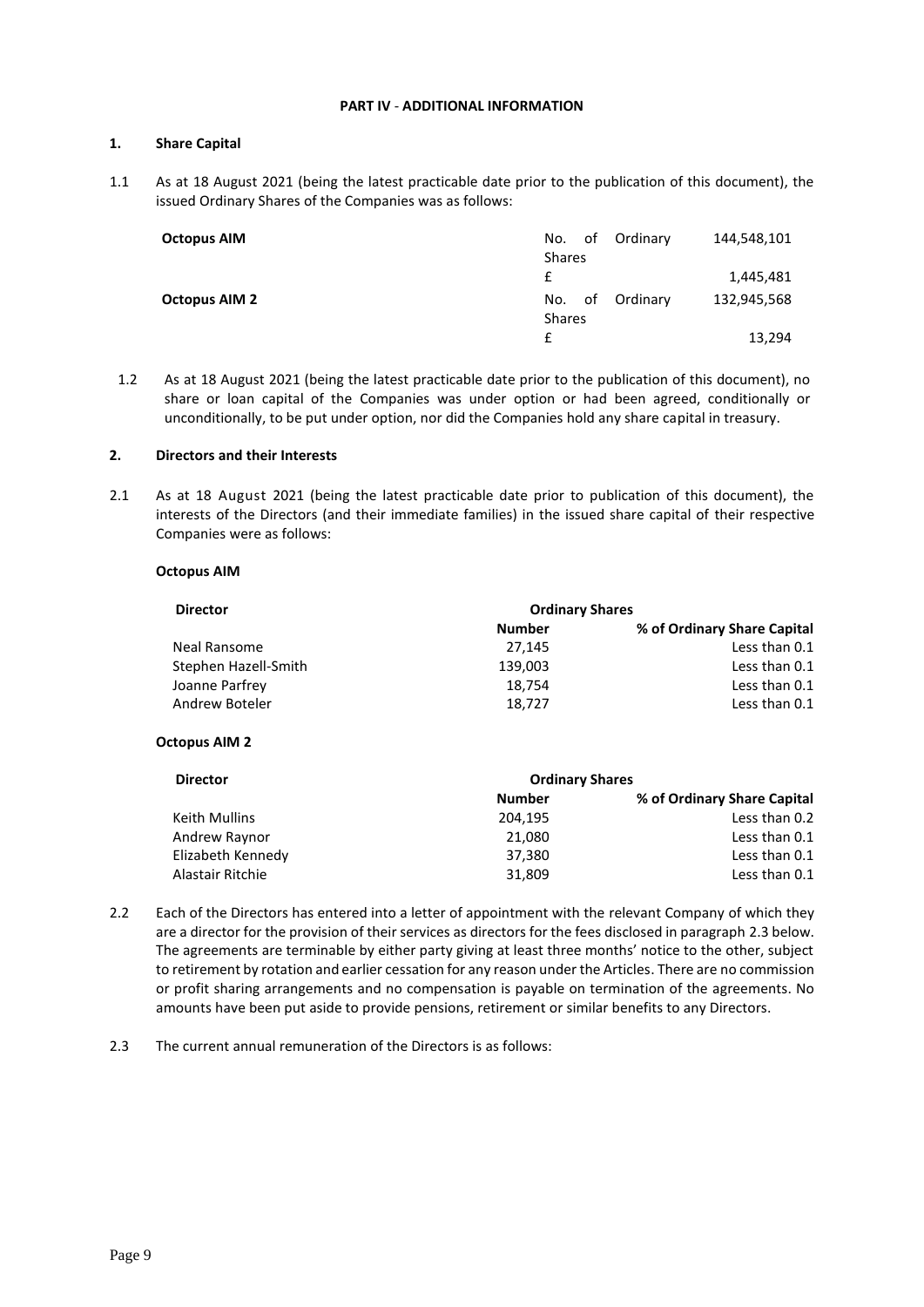**PART IV - ADDITIONAL INFORMATION**

**1. Share Capital**

1.1 As at 18 August 2021 (being the latest practicable date prior to the publication of this document), the issued Ordinary Shares of the Companies was as follows:

| | | |
|---|---|---|
| **Octopus AIM** | No. of Ordinary Shares | 144,548,101 |
| | £ | 1,445,481 |
| **Octopus AIM 2** | No. of Ordinary Shares | 132,945,568 |
| | £ | 13,294 |

1.2 As at 18 August 2021 (being the latest practicable date prior to the publication of this document), no share or loan capital of the Companies was under option or had been agreed, conditionally or unconditionally, to be put under option, nor did the Companies hold any share capital in treasury.

**2. Directors and their Interests**

2.1 As at 18 August 2021 (being the latest practicable date prior to publication of this document), the interests of the Directors (and their immediate families) in the issued share capital of their respective Companies were as follows:

**Octopus AIM**

| **Director** | **Ordinary Shares** | |
|---|---|---|
| | **Number** | **% of Ordinary Share Capital** |
| Neal Ransome | 27,145 | Less than 0.1 |
| Stephen Hazell-Smith | 139,003 | Less than 0.1 |
| Joanne Parfrey | 18,754 | Less than 0.1 |
| Andrew Boteler | 18,727 | Less than 0.1 |

**Octopus AIM 2**

| **Director** | **Ordinary Shares** | |
|---|---|---|
| | **Number** | **% of Ordinary Share Capital** |
| Keith Mullins | 204,195 | Less than 0.2 |
| Andrew Raynor | 21,080 | Less than 0.1 |
| Elizabeth Kennedy | 37,380 | Less than 0.1 |
| Alastair Ritchie | 31,809 | Less than 0.1 |

2.2 Each of the Directors has entered into a letter of appointment with the relevant Company of which they are a director for the provision of their services as directors for the fees disclosed in paragraph 2.3 below. The agreements are terminable by either party giving at least three months' notice to the other, subject to retirement by rotation and earlier cessation for any reason under the Articles. There are no commission or profit sharing arrangements and no compensation is payable on termination of the agreements. No amounts have been put aside to provide pensions, retirement or similar benefits to any Directors.

2.3 The current annual remuneration of the Directors is as follows: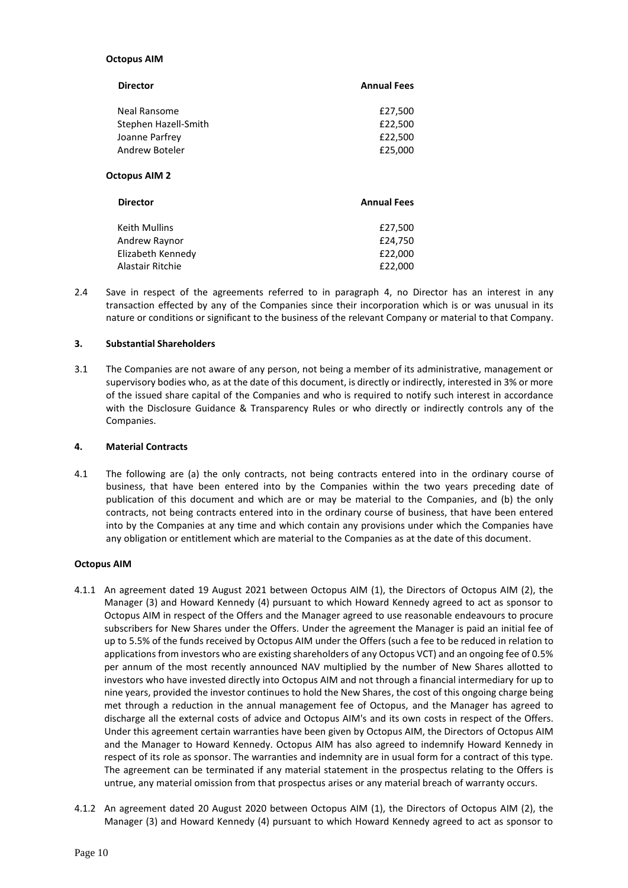**Octopus AIM**

| Director | Annual Fees |
|---|---|
| Neal Ransome | £27,500 |
| Stephen Hazell-Smith | £22,500 |
| Joanne Parfrey | £22,500 |
| Andrew Boteler | £25,000 |

**Octopus AIM 2**

| Director | Annual Fees |
|---|---|
| Keith Mullins | £27,500 |
| Andrew Raynor | £24,750 |
| Elizabeth Kennedy | £22,000 |
| Alastair Ritchie | £22,000 |

2.4 Save in respect of the agreements referred to in paragraph 4, no Director has an interest in any transaction effected by any of the Companies since their incorporation which is or was unusual in its nature or conditions or significant to the business of the relevant Company or material to that Company.

## 3. Substantial Shareholders

3.1 The Companies are not aware of any person, not being a member of its administrative, management or supervisory bodies who, as at the date of this document, is directly or indirectly, interested in 3% or more of the issued share capital of the Companies and who is required to notify such interest in accordance with the Disclosure Guidance & Transparency Rules or who directly or indirectly controls any of the Companies.

## 4. Material Contracts

4.1 The following are (a) the only contracts, not being contracts entered into in the ordinary course of business, that have been entered into by the Companies within the two years preceding date of publication of this document and which are or may be material to the Companies, and (b) the only contracts, not being contracts entered into in the ordinary course of business, that have been entered into by the Companies at any time and which contain any provisions under which the Companies have any obligation or entitlement which are material to the Companies as at the date of this document.

**Octopus AIM**

4.1.1 An agreement dated 19 August 2021 between Octopus AIM (1), the Directors of Octopus AIM (2), the Manager (3) and Howard Kennedy (4) pursuant to which Howard Kennedy agreed to act as sponsor to Octopus AIM in respect of the Offers and the Manager agreed to use reasonable endeavours to procure subscribers for New Shares under the Offers. Under the agreement the Manager is paid an initial fee of up to 5.5% of the funds received by Octopus AIM under the Offers (such a fee to be reduced in relation to applications from investors who are existing shareholders of any Octopus VCT) and an ongoing fee of 0.5% per annum of the most recently announced NAV multiplied by the number of New Shares allotted to investors who have invested directly into Octopus AIM and not through a financial intermediary for up to nine years, provided the investor continues to hold the New Shares, the cost of this ongoing charge being met through a reduction in the annual management fee of Octopus, and the Manager has agreed to discharge all the external costs of advice and Octopus AIM's and its own costs in respect of the Offers. Under this agreement certain warranties have been given by Octopus AIM, the Directors of Octopus AIM and the Manager to Howard Kennedy. Octopus AIM has also agreed to indemnify Howard Kennedy in respect of its role as sponsor. The warranties and indemnity are in usual form for a contract of this type. The agreement can be terminated if any material statement in the prospectus relating to the Offers is untrue, any material omission from that prospectus arises or any material breach of warranty occurs.

4.1.2 An agreement dated 20 August 2020 between Octopus AIM (1), the Directors of Octopus AIM (2), the Manager (3) and Howard Kennedy (4) pursuant to which Howard Kennedy agreed to act as sponsor to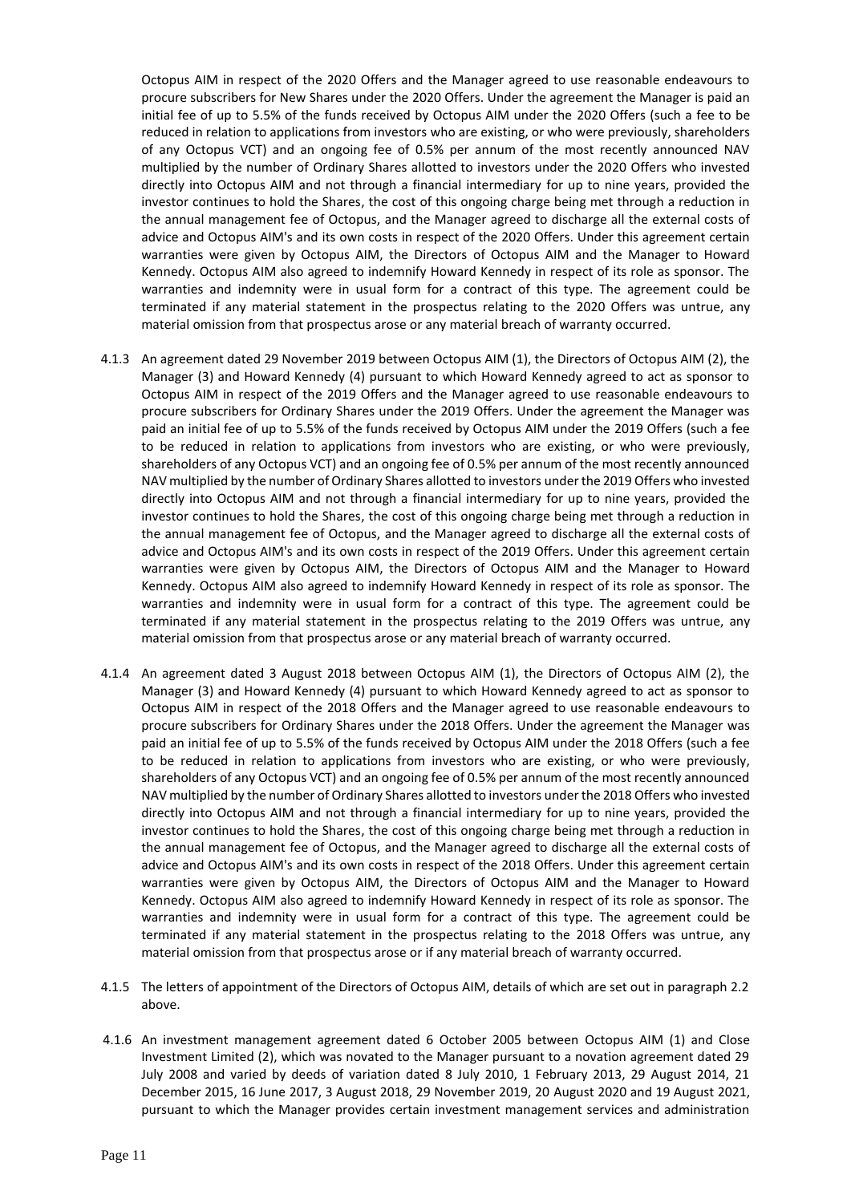Octopus AIM in respect of the 2020 Offers and the Manager agreed to use reasonable endeavours to procure subscribers for New Shares under the 2020 Offers. Under the agreement the Manager is paid an initial fee of up to 5.5% of the funds received by Octopus AIM under the 2020 Offers (such a fee to be reduced in relation to applications from investors who are existing, or who were previously, shareholders of any Octopus VCT) and an ongoing fee of 0.5% per annum of the most recently announced NAV multiplied by the number of Ordinary Shares allotted to investors under the 2020 Offers who invested directly into Octopus AIM and not through a financial intermediary for up to nine years, provided the investor continues to hold the Shares, the cost of this ongoing charge being met through a reduction in the annual management fee of Octopus, and the Manager agreed to discharge all the external costs of advice and Octopus AIM's and its own costs in respect of the 2020 Offers. Under this agreement certain warranties were given by Octopus AIM, the Directors of Octopus AIM and the Manager to Howard Kennedy. Octopus AIM also agreed to indemnify Howard Kennedy in respect of its role as sponsor. The warranties and indemnity were in usual form for a contract of this type. The agreement could be terminated if any material statement in the prospectus relating to the 2020 Offers was untrue, any material omission from that prospectus arose or any material breach of warranty occurred.

4.1.3 An agreement dated 29 November 2019 between Octopus AIM (1), the Directors of Octopus AIM (2), the Manager (3) and Howard Kennedy (4) pursuant to which Howard Kennedy agreed to act as sponsor to Octopus AIM in respect of the 2019 Offers and the Manager agreed to use reasonable endeavours to procure subscribers for Ordinary Shares under the 2019 Offers. Under the agreement the Manager was paid an initial fee of up to 5.5% of the funds received by Octopus AIM under the 2019 Offers (such a fee to be reduced in relation to applications from investors who are existing, or who were previously, shareholders of any Octopus VCT) and an ongoing fee of 0.5% per annum of the most recently announced NAV multiplied by the number of Ordinary Shares allotted to investors under the 2019 Offers who invested directly into Octopus AIM and not through a financial intermediary for up to nine years, provided the investor continues to hold the Shares, the cost of this ongoing charge being met through a reduction in the annual management fee of Octopus, and the Manager agreed to discharge all the external costs of advice and Octopus AIM's and its own costs in respect of the 2019 Offers. Under this agreement certain warranties were given by Octopus AIM, the Directors of Octopus AIM and the Manager to Howard Kennedy. Octopus AIM also agreed to indemnify Howard Kennedy in respect of its role as sponsor. The warranties and indemnity were in usual form for a contract of this type. The agreement could be terminated if any material statement in the prospectus relating to the 2019 Offers was untrue, any material omission from that prospectus arose or any material breach of warranty occurred.

4.1.4 An agreement dated 3 August 2018 between Octopus AIM (1), the Directors of Octopus AIM (2), the Manager (3) and Howard Kennedy (4) pursuant to which Howard Kennedy agreed to act as sponsor to Octopus AIM in respect of the 2018 Offers and the Manager agreed to use reasonable endeavours to procure subscribers for Ordinary Shares under the 2018 Offers. Under the agreement the Manager was paid an initial fee of up to 5.5% of the funds received by Octopus AIM under the 2018 Offers (such a fee to be reduced in relation to applications from investors who are existing, or who were previously, shareholders of any Octopus VCT) and an ongoing fee of 0.5% per annum of the most recently announced NAV multiplied by the number of Ordinary Shares allotted to investors under the 2018 Offers who invested directly into Octopus AIM and not through a financial intermediary for up to nine years, provided the investor continues to hold the Shares, the cost of this ongoing charge being met through a reduction in the annual management fee of Octopus, and the Manager agreed to discharge all the external costs of advice and Octopus AIM's and its own costs in respect of the 2018 Offers. Under this agreement certain warranties were given by Octopus AIM, the Directors of Octopus AIM and the Manager to Howard Kennedy. Octopus AIM also agreed to indemnify Howard Kennedy in respect of its role as sponsor. The warranties and indemnity were in usual form for a contract of this type. The agreement could be terminated if any material statement in the prospectus relating to the 2018 Offers was untrue, any material omission from that prospectus arose or if any material breach of warranty occurred.

4.1.5 The letters of appointment of the Directors of Octopus AIM, details of which are set out in paragraph 2.2 above.

4.1.6 An investment management agreement dated 6 October 2005 between Octopus AIM (1) and Close Investment Limited (2), which was novated to the Manager pursuant to a novation agreement dated 29 July 2008 and varied by deeds of variation dated 8 July 2010, 1 February 2013, 29 August 2014, 21 December 2015, 16 June 2017, 3 August 2018, 29 November 2019, 20 August 2020 and 19 August 2021, pursuant to which the Manager provides certain investment management services and administration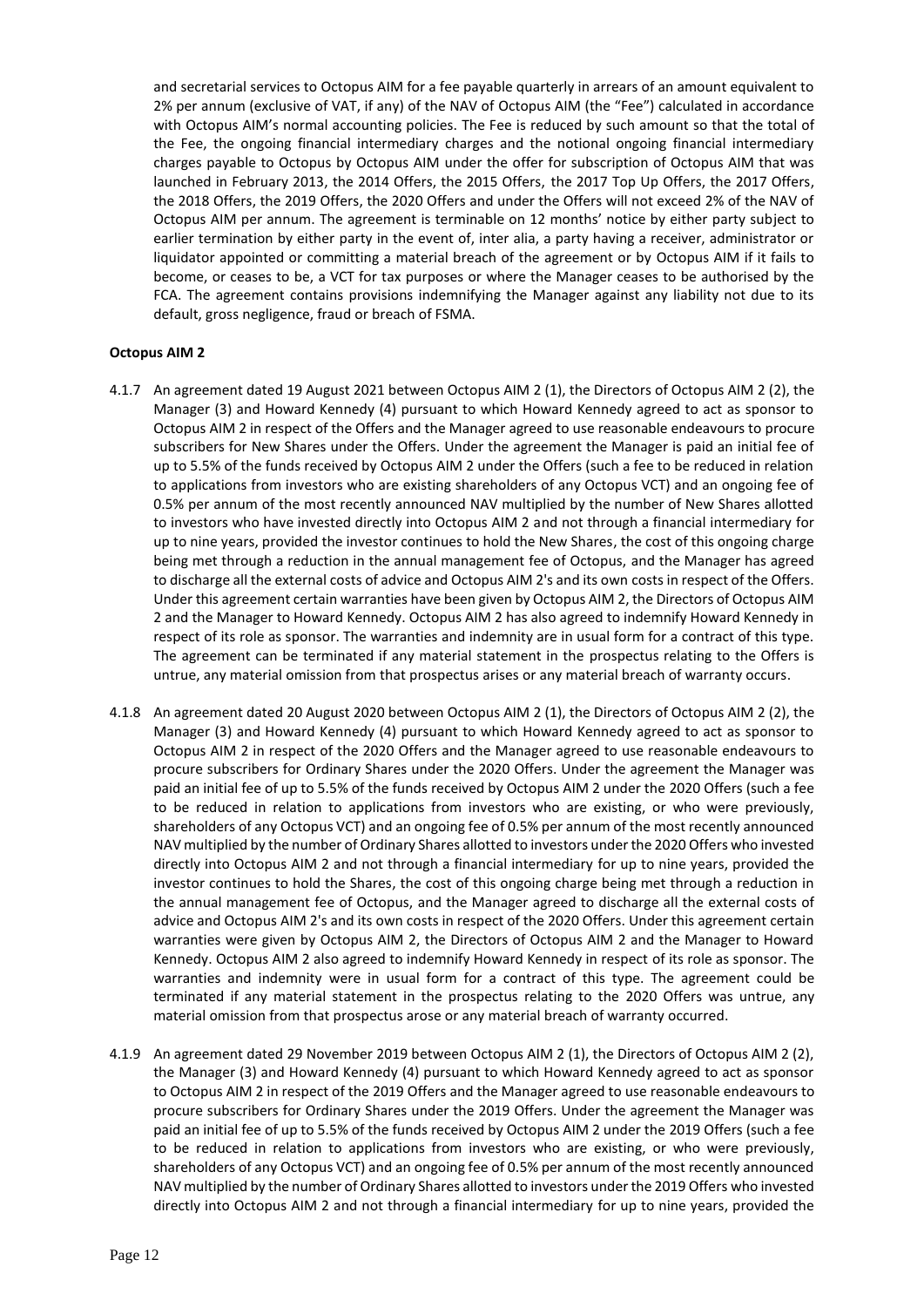and secretarial services to Octopus AIM for a fee payable quarterly in arrears of an amount equivalent to 2% per annum (exclusive of VAT, if any) of the NAV of Octopus AIM (the "Fee") calculated in accordance with Octopus AIM's normal accounting policies. The Fee is reduced by such amount so that the total of the Fee, the ongoing financial intermediary charges and the notional ongoing financial intermediary charges payable to Octopus by Octopus AIM under the offer for subscription of Octopus AIM that was launched in February 2013, the 2014 Offers, the 2015 Offers, the 2017 Top Up Offers, the 2017 Offers, the 2018 Offers, the 2019 Offers, the 2020 Offers and under the Offers will not exceed 2% of the NAV of Octopus AIM per annum. The agreement is terminable on 12 months' notice by either party subject to earlier termination by either party in the event of, inter alia, a party having a receiver, administrator or liquidator appointed or committing a material breach of the agreement or by Octopus AIM if it fails to become, or ceases to be, a VCT for tax purposes or where the Manager ceases to be authorised by the FCA. The agreement contains provisions indemnifying the Manager against any liability not due to its default, gross negligence, fraud or breach of FSMA.

**Octopus AIM 2**

4.1.7 An agreement dated 19 August 2021 between Octopus AIM 2 (1), the Directors of Octopus AIM 2 (2), the Manager (3) and Howard Kennedy (4) pursuant to which Howard Kennedy agreed to act as sponsor to Octopus AIM 2 in respect of the Offers and the Manager agreed to use reasonable endeavours to procure subscribers for New Shares under the Offers. Under the agreement the Manager is paid an initial fee of up to 5.5% of the funds received by Octopus AIM 2 under the Offers (such a fee to be reduced in relation to applications from investors who are existing shareholders of any Octopus VCT) and an ongoing fee of 0.5% per annum of the most recently announced NAV multiplied by the number of New Shares allotted to investors who have invested directly into Octopus AIM 2 and not through a financial intermediary for up to nine years, provided the investor continues to hold the New Shares, the cost of this ongoing charge being met through a reduction in the annual management fee of Octopus, and the Manager has agreed to discharge all the external costs of advice and Octopus AIM 2's and its own costs in respect of the Offers. Under this agreement certain warranties have been given by Octopus AIM 2, the Directors of Octopus AIM 2 and the Manager to Howard Kennedy. Octopus AIM 2 has also agreed to indemnify Howard Kennedy in respect of its role as sponsor. The warranties and indemnity are in usual form for a contract of this type. The agreement can be terminated if any material statement in the prospectus relating to the Offers is untrue, any material omission from that prospectus arises or any material breach of warranty occurs.

4.1.8 An agreement dated 20 August 2020 between Octopus AIM 2 (1), the Directors of Octopus AIM 2 (2), the Manager (3) and Howard Kennedy (4) pursuant to which Howard Kennedy agreed to act as sponsor to Octopus AIM 2 in respect of the 2020 Offers and the Manager agreed to use reasonable endeavours to procure subscribers for Ordinary Shares under the 2020 Offers. Under the agreement the Manager was paid an initial fee of up to 5.5% of the funds received by Octopus AIM 2 under the 2020 Offers (such a fee to be reduced in relation to applications from investors who are existing, or who were previously, shareholders of any Octopus VCT) and an ongoing fee of 0.5% per annum of the most recently announced NAV multiplied by the number of Ordinary Shares allotted to investors under the 2020 Offers who invested directly into Octopus AIM 2 and not through a financial intermediary for up to nine years, provided the investor continues to hold the Shares, the cost of this ongoing charge being met through a reduction in the annual management fee of Octopus, and the Manager agreed to discharge all the external costs of advice and Octopus AIM 2's and its own costs in respect of the 2020 Offers. Under this agreement certain warranties were given by Octopus AIM 2, the Directors of Octopus AIM 2 and the Manager to Howard Kennedy. Octopus AIM 2 also agreed to indemnify Howard Kennedy in respect of its role as sponsor. The warranties and indemnity were in usual form for a contract of this type. The agreement could be terminated if any material statement in the prospectus relating to the 2020 Offers was untrue, any material omission from that prospectus arose or any material breach of warranty occurred.

4.1.9 An agreement dated 29 November 2019 between Octopus AIM 2 (1), the Directors of Octopus AIM 2 (2), the Manager (3) and Howard Kennedy (4) pursuant to which Howard Kennedy agreed to act as sponsor to Octopus AIM 2 in respect of the 2019 Offers and the Manager agreed to use reasonable endeavours to procure subscribers for Ordinary Shares under the 2019 Offers. Under the agreement the Manager was paid an initial fee of up to 5.5% of the funds received by Octopus AIM 2 under the 2019 Offers (such a fee to be reduced in relation to applications from investors who are existing, or who were previously, shareholders of any Octopus VCT) and an ongoing fee of 0.5% per annum of the most recently announced NAV multiplied by the number of Ordinary Shares allotted to investors under the 2019 Offers who invested directly into Octopus AIM 2 and not through a financial intermediary for up to nine years, provided the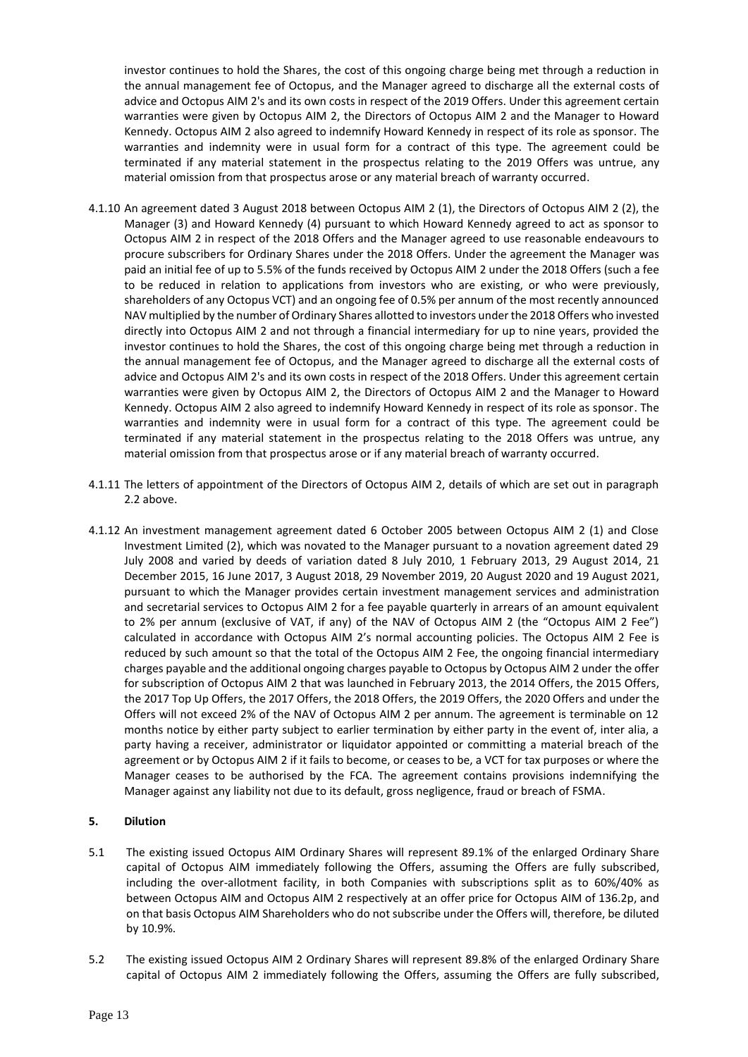investor continues to hold the Shares, the cost of this ongoing charge being met through a reduction in the annual management fee of Octopus, and the Manager agreed to discharge all the external costs of advice and Octopus AIM 2's and its own costs in respect of the 2019 Offers. Under this agreement certain warranties were given by Octopus AIM 2, the Directors of Octopus AIM 2 and the Manager to Howard Kennedy. Octopus AIM 2 also agreed to indemnify Howard Kennedy in respect of its role as sponsor. The warranties and indemnity were in usual form for a contract of this type. The agreement could be terminated if any material statement in the prospectus relating to the 2019 Offers was untrue, any material omission from that prospectus arose or any material breach of warranty occurred.

4.1.10 An agreement dated 3 August 2018 between Octopus AIM 2 (1), the Directors of Octopus AIM 2 (2), the Manager (3) and Howard Kennedy (4) pursuant to which Howard Kennedy agreed to act as sponsor to Octopus AIM 2 in respect of the 2018 Offers and the Manager agreed to use reasonable endeavours to procure subscribers for Ordinary Shares under the 2018 Offers. Under the agreement the Manager was paid an initial fee of up to 5.5% of the funds received by Octopus AIM 2 under the 2018 Offers (such a fee to be reduced in relation to applications from investors who are existing, or who were previously, shareholders of any Octopus VCT) and an ongoing fee of 0.5% per annum of the most recently announced NAV multiplied by the number of Ordinary Shares allotted to investors under the 2018 Offers who invested directly into Octopus AIM 2 and not through a financial intermediary for up to nine years, provided the investor continues to hold the Shares, the cost of this ongoing charge being met through a reduction in the annual management fee of Octopus, and the Manager agreed to discharge all the external costs of advice and Octopus AIM 2's and its own costs in respect of the 2018 Offers. Under this agreement certain warranties were given by Octopus AIM 2, the Directors of Octopus AIM 2 and the Manager to Howard Kennedy. Octopus AIM 2 also agreed to indemnify Howard Kennedy in respect of its role as sponsor. The warranties and indemnity were in usual form for a contract of this type. The agreement could be terminated if any material statement in the prospectus relating to the 2018 Offers was untrue, any material omission from that prospectus arose or if any material breach of warranty occurred.

4.1.11 The letters of appointment of the Directors of Octopus AIM 2, details of which are set out in paragraph 2.2 above.

4.1.12 An investment management agreement dated 6 October 2005 between Octopus AIM 2 (1) and Close Investment Limited (2), which was novated to the Manager pursuant to a novation agreement dated 29 July 2008 and varied by deeds of variation dated 8 July 2010, 1 February 2013, 29 August 2014, 21 December 2015, 16 June 2017, 3 August 2018, 29 November 2019, 20 August 2020 and 19 August 2021, pursuant to which the Manager provides certain investment management services and administration and secretarial services to Octopus AIM 2 for a fee payable quarterly in arrears of an amount equivalent to 2% per annum (exclusive of VAT, if any) of the NAV of Octopus AIM 2 (the "Octopus AIM 2 Fee") calculated in accordance with Octopus AIM 2's normal accounting policies. The Octopus AIM 2 Fee is reduced by such amount so that the total of the Octopus AIM 2 Fee, the ongoing financial intermediary charges payable and the additional ongoing charges payable to Octopus by Octopus AIM 2 under the offer for subscription of Octopus AIM 2 that was launched in February 2013, the 2014 Offers, the 2015 Offers, the 2017 Top Up Offers, the 2017 Offers, the 2018 Offers, the 2019 Offers, the 2020 Offers and under the Offers will not exceed 2% of the NAV of Octopus AIM 2 per annum. The agreement is terminable on 12 months notice by either party subject to earlier termination by either party in the event of, inter alia, a party having a receiver, administrator or liquidator appointed or committing a material breach of the agreement or by Octopus AIM 2 if it fails to become, or ceases to be, a VCT for tax purposes or where the Manager ceases to be authorised by the FCA. The agreement contains provisions indemnifying the Manager against any liability not due to its default, gross negligence, fraud or breach of FSMA.

## 5. Dilution

5.1 The existing issued Octopus AIM Ordinary Shares will represent 89.1% of the enlarged Ordinary Share capital of Octopus AIM immediately following the Offers, assuming the Offers are fully subscribed, including the over-allotment facility, in both Companies with subscriptions split as to 60%/40% as between Octopus AIM and Octopus AIM 2 respectively at an offer price for Octopus AIM of 136.2p, and on that basis Octopus AIM Shareholders who do not subscribe under the Offers will, therefore, be diluted by 10.9%.

5.2 The existing issued Octopus AIM 2 Ordinary Shares will represent 89.8% of the enlarged Ordinary Share capital of Octopus AIM 2 immediately following the Offers, assuming the Offers are fully subscribed,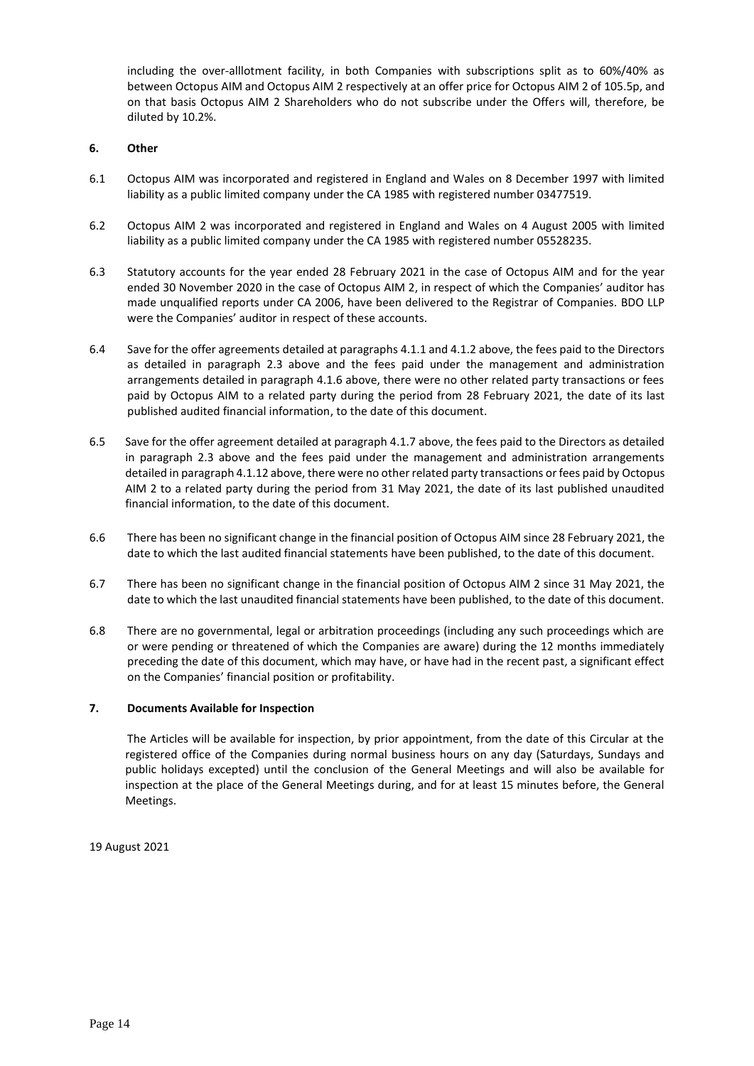including the over-alllotment facility, in both Companies with subscriptions split as to 60%/40% as between Octopus AIM and Octopus AIM 2 respectively at an offer price for Octopus AIM 2 of 105.5p, and on that basis Octopus AIM 2 Shareholders who do not subscribe under the Offers will, therefore, be diluted by 10.2%.

**6. Other**

6.1 Octopus AIM was incorporated and registered in England and Wales on 8 December 1997 with limited liability as a public limited company under the CA 1985 with registered number 03477519.

6.2 Octopus AIM 2 was incorporated and registered in England and Wales on 4 August 2005 with limited liability as a public limited company under the CA 1985 with registered number 05528235.

6.3 Statutory accounts for the year ended 28 February 2021 in the case of Octopus AIM and for the year ended 30 November 2020 in the case of Octopus AIM 2, in respect of which the Companies' auditor has made unqualified reports under CA 2006, have been delivered to the Registrar of Companies. BDO LLP were the Companies' auditor in respect of these accounts.

6.4 Save for the offer agreements detailed at paragraphs 4.1.1 and 4.1.2 above, the fees paid to the Directors as detailed in paragraph 2.3 above and the fees paid under the management and administration arrangements detailed in paragraph 4.1.6 above, there were no other related party transactions or fees paid by Octopus AIM to a related party during the period from 28 February 2021, the date of its last published audited financial information, to the date of this document.

6.5 Save for the offer agreement detailed at paragraph 4.1.7 above, the fees paid to the Directors as detailed in paragraph 2.3 above and the fees paid under the management and administration arrangements detailed in paragraph 4.1.12 above, there were no other related party transactions or fees paid by Octopus AIM 2 to a related party during the period from 31 May 2021, the date of its last published unaudited financial information, to the date of this document.

6.6 There has been no significant change in the financial position of Octopus AIM since 28 February 2021, the date to which the last audited financial statements have been published, to the date of this document.

6.7 There has been no significant change in the financial position of Octopus AIM 2 since 31 May 2021, the date to which the last unaudited financial statements have been published, to the date of this document.

6.8 There are no governmental, legal or arbitration proceedings (including any such proceedings which are or were pending or threatened of which the Companies are aware) during the 12 months immediately preceding the date of this document, which may have, or have had in the recent past, a significant effect on the Companies' financial position or profitability.

**7. Documents Available for Inspection**

The Articles will be available for inspection, by prior appointment, from the date of this Circular at the registered office of the Companies during normal business hours on any day (Saturdays, Sundays and public holidays excepted) until the conclusion of the General Meetings and will also be available for inspection at the place of the General Meetings during, and for at least 15 minutes before, the General Meetings.

19 August 2021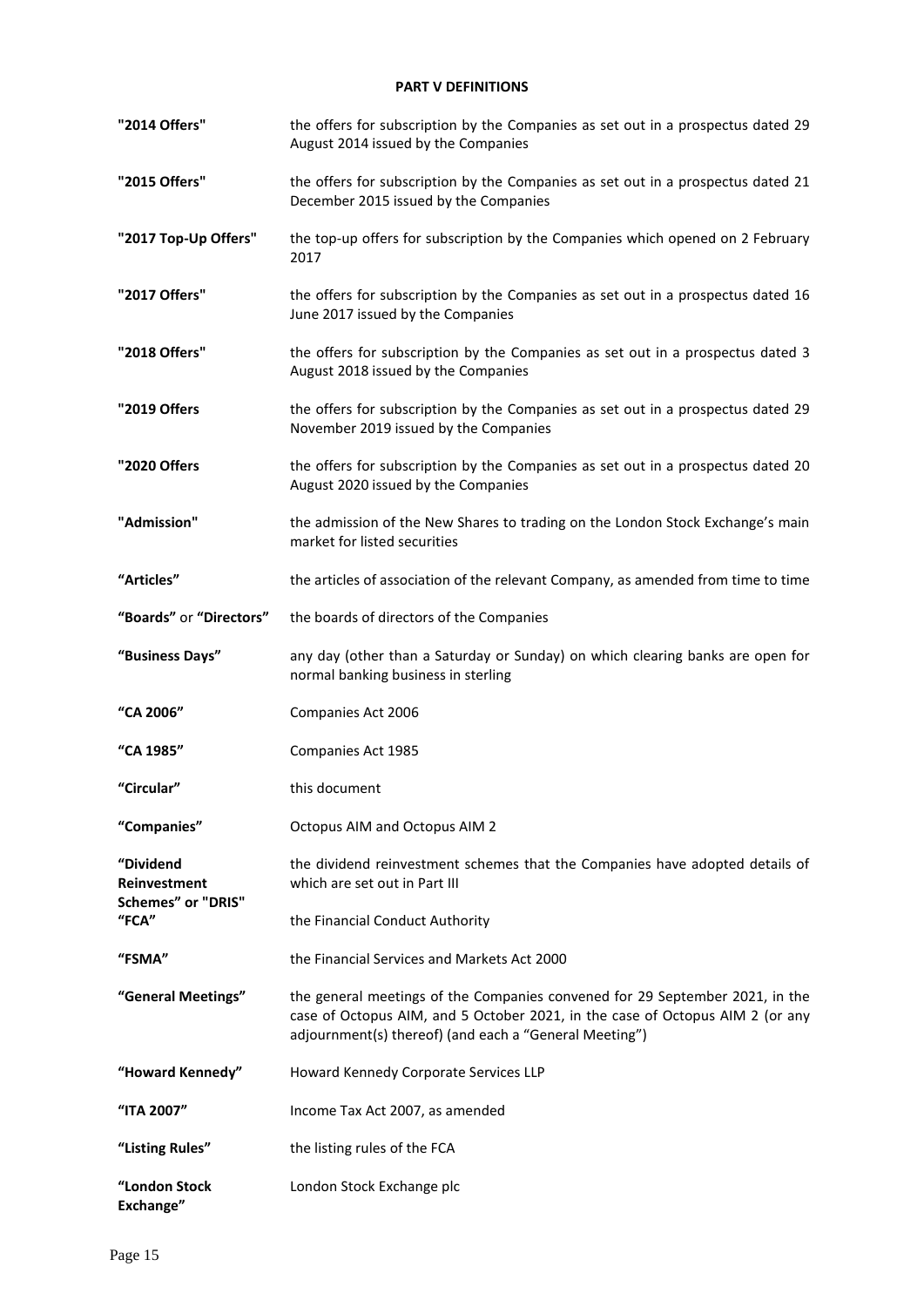## PART V DEFINITIONS

| | |
|---|---|
| **"2014 Offers"** | the offers for subscription by the Companies as set out in a prospectus dated 29 August 2014 issued by the Companies |
| **"2015 Offers"** | the offers for subscription by the Companies as set out in a prospectus dated 21 December 2015 issued by the Companies |
| **"2017 Top-Up Offers"** | the top-up offers for subscription by the Companies which opened on 2 February 2017 |
| **"2017 Offers"** | the offers for subscription by the Companies as set out in a prospectus dated 16 June 2017 issued by the Companies |
| **"2018 Offers"** | the offers for subscription by the Companies as set out in a prospectus dated 3 August 2018 issued by the Companies |
| **"2019 Offers** | the offers for subscription by the Companies as set out in a prospectus dated 29 November 2019 issued by the Companies |
| **"2020 Offers** | the offers for subscription by the Companies as set out in a prospectus dated 20 August 2020 issued by the Companies |
| **"Admission"** | the admission of the New Shares to trading on the London Stock Exchange's main market for listed securities |
| **"Articles"** | the articles of association of the relevant Company, as amended from time to time |
| **"Boards"** or **"Directors"** | the boards of directors of the Companies |
| **"Business Days"** | any day (other than a Saturday or Sunday) on which clearing banks are open for normal banking business in sterling |
| **"CA 2006"** | Companies Act 2006 |
| **"CA 1985"** | Companies Act 1985 |
| **"Circular"** | this document |
| **"Companies"** | Octopus AIM and Octopus AIM 2 |
| **"Dividend Reinvestment Schemes" or "DRIS"** | the dividend reinvestment schemes that the Companies have adopted details of which are set out in Part III |
| **"FCA"** | the Financial Conduct Authority |
| **"FSMA"** | the Financial Services and Markets Act 2000 |
| **"General Meetings"** | the general meetings of the Companies convened for 29 September 2021, in the case of Octopus AIM, and 5 October 2021, in the case of Octopus AIM 2 (or any adjournment(s) thereof) (and each a "General Meeting") |
| **"Howard Kennedy"** | Howard Kennedy Corporate Services LLP |
| **"ITA 2007"** | Income Tax Act 2007, as amended |
| **"Listing Rules"** | the listing rules of the FCA |
| **"London Stock Exchange"** | London Stock Exchange plc |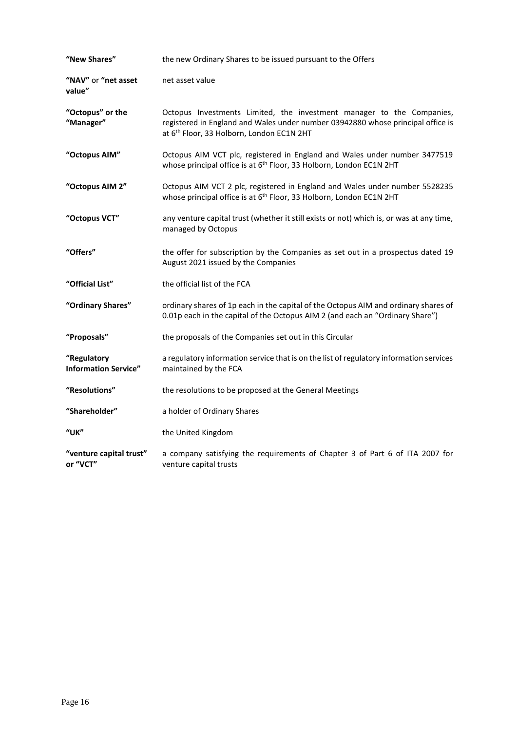| | |
|---|---|
| **"New Shares"** | the new Ordinary Shares to be issued pursuant to the Offers |
| **"NAV"** or **"net asset value"** | net asset value |
| **"Octopus" or the "Manager"** | Octopus Investments Limited, the investment manager to the Companies, registered in England and Wales under number 03942880 whose principal office is at 6th Floor, 33 Holborn, London EC1N 2HT |
| **"Octopus AIM"** | Octopus AIM VCT plc, registered in England and Wales under number 3477519 whose principal office is at 6th Floor, 33 Holborn, London EC1N 2HT |
| **"Octopus AIM 2"** | Octopus AIM VCT 2 plc, registered in England and Wales under number 5528235 whose principal office is at 6th Floor, 33 Holborn, London EC1N 2HT |
| **"Octopus VCT"** | any venture capital trust (whether it still exists or not) which is, or was at any time, managed by Octopus |
| **"Offers"** | the offer for subscription by the Companies as set out in a prospectus dated 19 August 2021 issued by the Companies |
| **"Official List"** | the official list of the FCA |
| **"Ordinary Shares"** | ordinary shares of 1p each in the capital of the Octopus AIM and ordinary shares of 0.01p each in the capital of the Octopus AIM 2 (and each an "Ordinary Share") |
| **"Proposals"** | the proposals of the Companies set out in this Circular |
| **"Regulatory Information Service"** | a regulatory information service that is on the list of regulatory information services maintained by the FCA |
| **"Resolutions"** | the resolutions to be proposed at the General Meetings |
| **"Shareholder"** | a holder of Ordinary Shares |
| **"UK"** | the United Kingdom |
| **"venture capital trust" or "VCT"** | a company satisfying the requirements of Chapter 3 of Part 6 of ITA 2007 for venture capital trusts |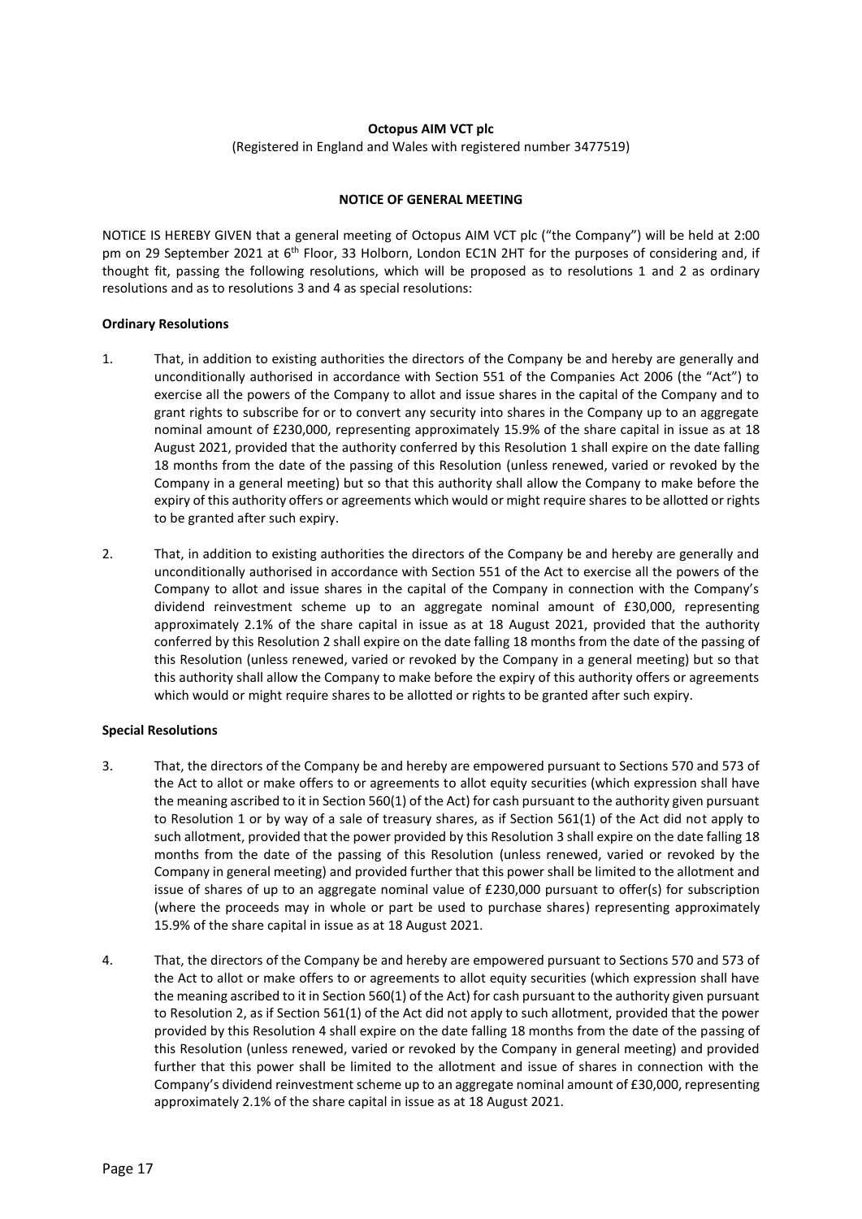**Octopus AIM VCT plc**

(Registered in England and Wales with registered number 3477519)

**NOTICE OF GENERAL MEETING**

NOTICE IS HEREBY GIVEN that a general meeting of Octopus AIM VCT plc ("the Company") will be held at 2:00 pm on 29 September 2021 at 6th Floor, 33 Holborn, London EC1N 2HT for the purposes of considering and, if thought fit, passing the following resolutions, which will be proposed as to resolutions 1 and 2 as ordinary resolutions and as to resolutions 3 and 4 as special resolutions:

**Ordinary Resolutions**

1. That, in addition to existing authorities the directors of the Company be and hereby are generally and unconditionally authorised in accordance with Section 551 of the Companies Act 2006 (the "Act") to exercise all the powers of the Company to allot and issue shares in the capital of the Company and to grant rights to subscribe for or to convert any security into shares in the Company up to an aggregate nominal amount of £230,000, representing approximately 15.9% of the share capital in issue as at 18 August 2021, provided that the authority conferred by this Resolution 1 shall expire on the date falling 18 months from the date of the passing of this Resolution (unless renewed, varied or revoked by the Company in a general meeting) but so that this authority shall allow the Company to make before the expiry of this authority offers or agreements which would or might require shares to be allotted or rights to be granted after such expiry.

2. That, in addition to existing authorities the directors of the Company be and hereby are generally and unconditionally authorised in accordance with Section 551 of the Act to exercise all the powers of the Company to allot and issue shares in the capital of the Company in connection with the Company's dividend reinvestment scheme up to an aggregate nominal amount of £30,000, representing approximately 2.1% of the share capital in issue as at 18 August 2021, provided that the authority conferred by this Resolution 2 shall expire on the date falling 18 months from the date of the passing of this Resolution (unless renewed, varied or revoked by the Company in a general meeting) but so that this authority shall allow the Company to make before the expiry of this authority offers or agreements which would or might require shares to be allotted or rights to be granted after such expiry.

**Special Resolutions**

3. That, the directors of the Company be and hereby are empowered pursuant to Sections 570 and 573 of the Act to allot or make offers to or agreements to allot equity securities (which expression shall have the meaning ascribed to it in Section 560(1) of the Act) for cash pursuant to the authority given pursuant to Resolution 1 or by way of a sale of treasury shares, as if Section 561(1) of the Act did not apply to such allotment, provided that the power provided by this Resolution 3 shall expire on the date falling 18 months from the date of the passing of this Resolution (unless renewed, varied or revoked by the Company in general meeting) and provided further that this power shall be limited to the allotment and issue of shares of up to an aggregate nominal value of £230,000 pursuant to offer(s) for subscription (where the proceeds may in whole or part be used to purchase shares) representing approximately 15.9% of the share capital in issue as at 18 August 2021.

4. That, the directors of the Company be and hereby are empowered pursuant to Sections 570 and 573 of the Act to allot or make offers to or agreements to allot equity securities (which expression shall have the meaning ascribed to it in Section 560(1) of the Act) for cash pursuant to the authority given pursuant to Resolution 2, as if Section 561(1) of the Act did not apply to such allotment, provided that the power provided by this Resolution 4 shall expire on the date falling 18 months from the date of the passing of this Resolution (unless renewed, varied or revoked by the Company in general meeting) and provided further that this power shall be limited to the allotment and issue of shares in connection with the Company's dividend reinvestment scheme up to an aggregate nominal amount of £30,000, representing approximately 2.1% of the share capital in issue as at 18 August 2021.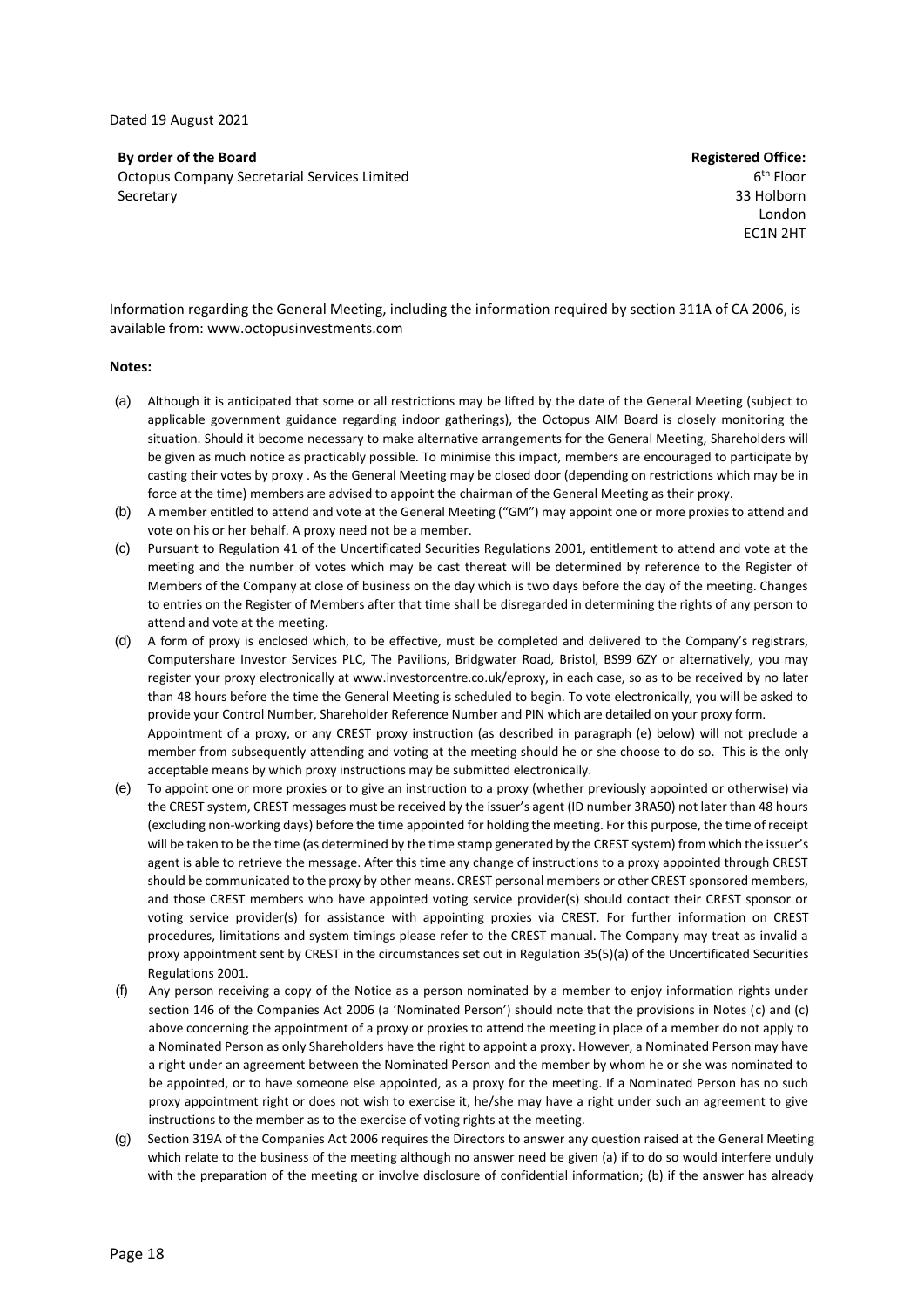Dated 19 August 2021

**By order of the Board**
Octopus Company Secretarial Services Limited
Secretary

**Registered Office:**
6th Floor
33 Holborn
London
EC1N 2HT

Information regarding the General Meeting, including the information required by section 311A of CA 2006, is available from: www.octopusinvestments.com

**Notes:**

(a) Although it is anticipated that some or all restrictions may be lifted by the date of the General Meeting (subject to applicable government guidance regarding indoor gatherings), the Octopus AIM Board is closely monitoring the situation. Should it become necessary to make alternative arrangements for the General Meeting, Shareholders will be given as much notice as practicably possible. To minimise this impact, members are encouraged to participate by casting their votes by proxy . As the General Meeting may be closed door (depending on restrictions which may be in force at the time) members are advised to appoint the chairman of the General Meeting as their proxy.

(b) A member entitled to attend and vote at the General Meeting ("GM") may appoint one or more proxies to attend and vote on his or her behalf. A proxy need not be a member.

(c) Pursuant to Regulation 41 of the Uncertificated Securities Regulations 2001, entitlement to attend and vote at the meeting and the number of votes which may be cast thereat will be determined by reference to the Register of Members of the Company at close of business on the day which is two days before the day of the meeting. Changes to entries on the Register of Members after that time shall be disregarded in determining the rights of any person to attend and vote at the meeting.

(d) A form of proxy is enclosed which, to be effective, must be completed and delivered to the Company's registrars, Computershare Investor Services PLC, The Pavilions, Bridgwater Road, Bristol, BS99 6ZY or alternatively, you may register your proxy electronically at www.investorcentre.co.uk/eproxy, in each case, so as to be received by no later than 48 hours before the time the General Meeting is scheduled to begin. To vote electronically, you will be asked to provide your Control Number, Shareholder Reference Number and PIN which are detailed on your proxy form.
Appointment of a proxy, or any CREST proxy instruction (as described in paragraph (e) below) will not preclude a member from subsequently attending and voting at the meeting should he or she choose to do so. This is the only acceptable means by which proxy instructions may be submitted electronically.

(e) To appoint one or more proxies or to give an instruction to a proxy (whether previously appointed or otherwise) via the CREST system, CREST messages must be received by the issuer's agent (ID number 3RA50) not later than 48 hours (excluding non-working days) before the time appointed for holding the meeting. For this purpose, the time of receipt will be taken to be the time (as determined by the time stamp generated by the CREST system) from which the issuer's agent is able to retrieve the message. After this time any change of instructions to a proxy appointed through CREST should be communicated to the proxy by other means. CREST personal members or other CREST sponsored members, and those CREST members who have appointed voting service provider(s) should contact their CREST sponsor or voting service provider(s) for assistance with appointing proxies via CREST. For further information on CREST procedures, limitations and system timings please refer to the CREST manual. The Company may treat as invalid a proxy appointment sent by CREST in the circumstances set out in Regulation 35(5)(a) of the Uncertificated Securities Regulations 2001.

(f) Any person receiving a copy of the Notice as a person nominated by a member to enjoy information rights under section 146 of the Companies Act 2006 (a 'Nominated Person') should note that the provisions in Notes (c) and (c) above concerning the appointment of a proxy or proxies to attend the meeting in place of a member do not apply to a Nominated Person as only Shareholders have the right to appoint a proxy. However, a Nominated Person may have a right under an agreement between the Nominated Person and the member by whom he or she was nominated to be appointed, or to have someone else appointed, as a proxy for the meeting. If a Nominated Person has no such proxy appointment right or does not wish to exercise it, he/she may have a right under such an agreement to give instructions to the member as to the exercise of voting rights at the meeting.

(g) Section 319A of the Companies Act 2006 requires the Directors to answer any question raised at the General Meeting which relate to the business of the meeting although no answer need be given (a) if to do so would interfere unduly with the preparation of the meeting or involve disclosure of confidential information; (b) if the answer has already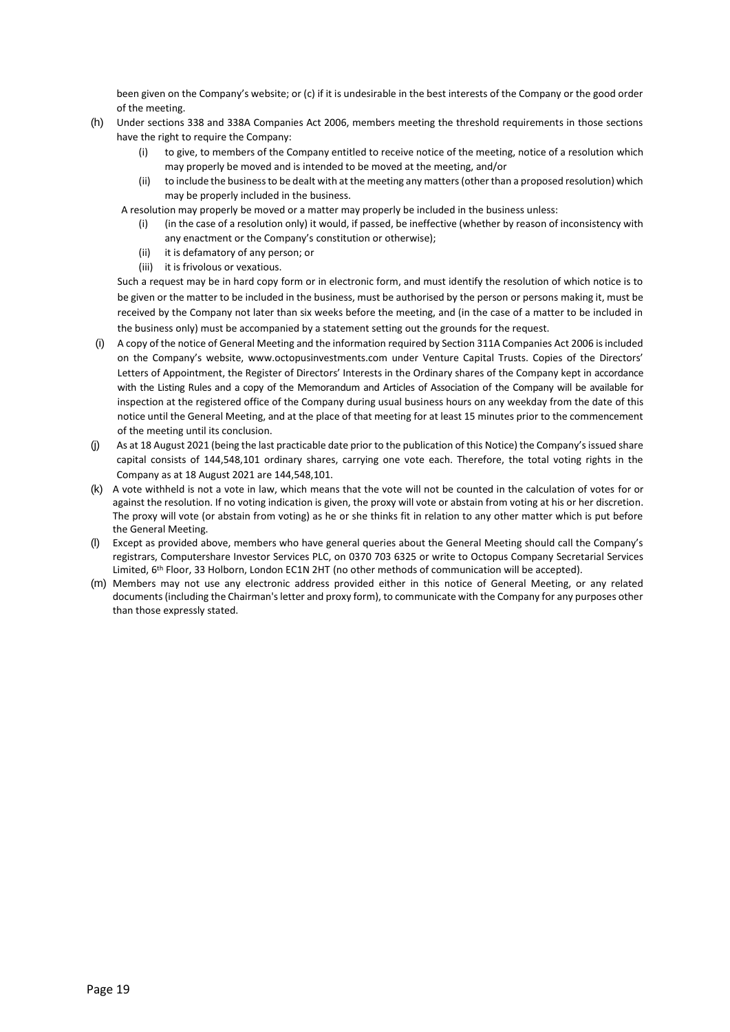been given on the Company's website; or (c) if it is undesirable in the best interests of the Company or the good order of the meeting.

(h) Under sections 338 and 338A Companies Act 2006, members meeting the threshold requirements in those sections have the right to require the Company:

   (i) to give, to members of the Company entitled to receive notice of the meeting, notice of a resolution which may properly be moved and is intended to be moved at the meeting, and/or

   (ii) to include the business to be dealt with at the meeting any matters (other than a proposed resolution) which may be properly included in the business.

   A resolution may properly be moved or a matter may properly be included in the business unless:

   (i) (in the case of a resolution only) it would, if passed, be ineffective (whether by reason of inconsistency with any enactment or the Company's constitution or otherwise);

   (ii) it is defamatory of any person; or

   (iii) it is frivolous or vexatious.

   Such a request may be in hard copy form or in electronic form, and must identify the resolution of which notice is to be given or the matter to be included in the business, must be authorised by the person or persons making it, must be received by the Company not later than six weeks before the meeting, and (in the case of a matter to be included in the business only) must be accompanied by a statement setting out the grounds for the request.

(i) A copy of the notice of General Meeting and the information required by Section 311A Companies Act 2006 is included on the Company's website, www.octopusinvestments.com under Venture Capital Trusts. Copies of the Directors' Letters of Appointment, the Register of Directors' Interests in the Ordinary shares of the Company kept in accordance with the Listing Rules and a copy of the Memorandum and Articles of Association of the Company will be available for inspection at the registered office of the Company during usual business hours on any weekday from the date of this notice until the General Meeting, and at the place of that meeting for at least 15 minutes prior to the commencement of the meeting until its conclusion.

(j) As at 18 August 2021 (being the last practicable date prior to the publication of this Notice) the Company's issued share capital consists of 144,548,101 ordinary shares, carrying one vote each. Therefore, the total voting rights in the Company as at 18 August 2021 are 144,548,101.

(k) A vote withheld is not a vote in law, which means that the vote will not be counted in the calculation of votes for or against the resolution. If no voting indication is given, the proxy will vote or abstain from voting at his or her discretion. The proxy will vote (or abstain from voting) as he or she thinks fit in relation to any other matter which is put before the General Meeting.

(l) Except as provided above, members who have general queries about the General Meeting should call the Company's registrars, Computershare Investor Services PLC, on 0370 703 6325 or write to Octopus Company Secretarial Services Limited, 6th Floor, 33 Holborn, London EC1N 2HT (no other methods of communication will be accepted).

(m) Members may not use any electronic address provided either in this notice of General Meeting, or any related documents (including the Chairman's letter and proxy form), to communicate with the Company for any purposes other than those expressly stated.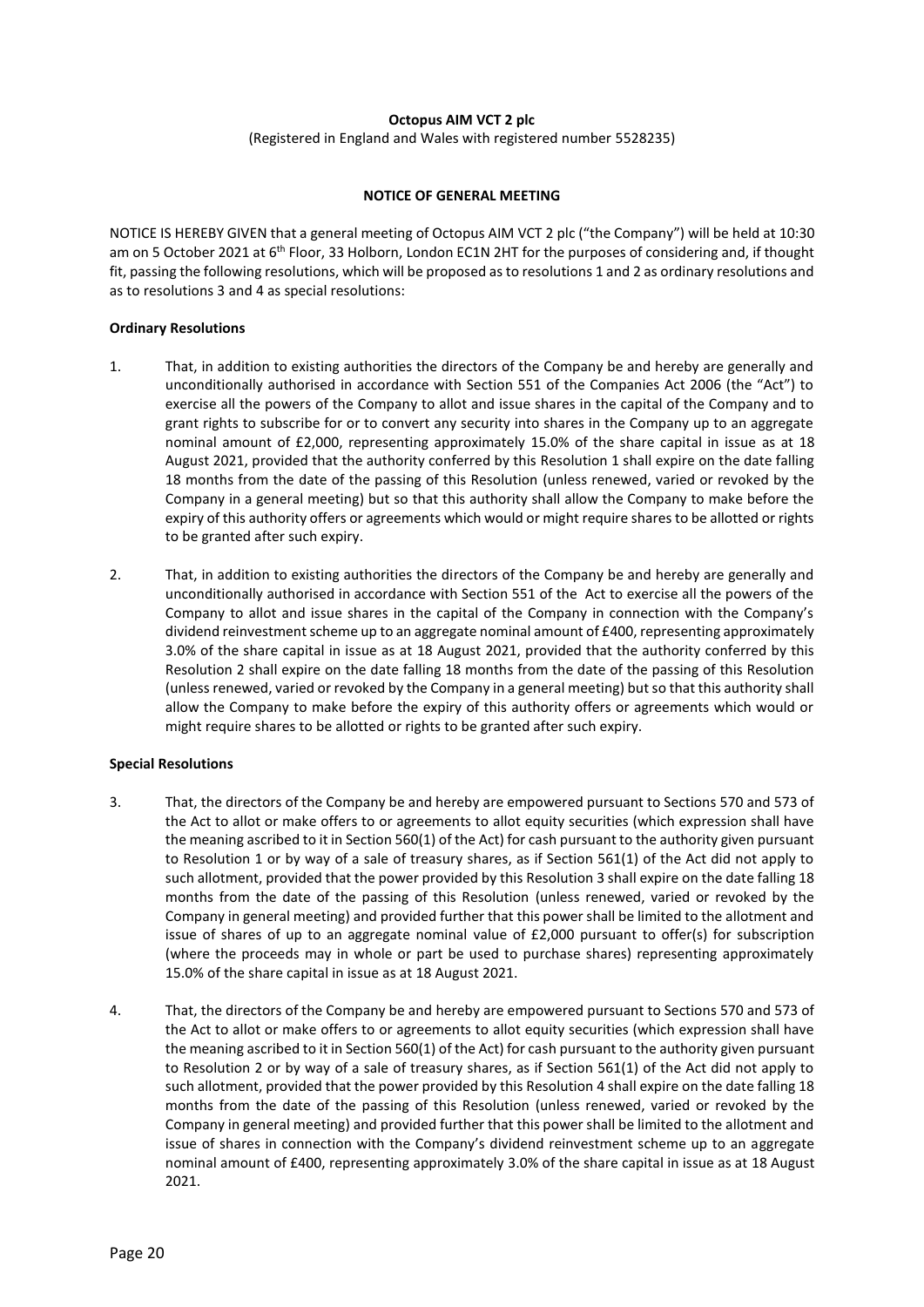**Octopus AIM VCT 2 plc**

(Registered in England and Wales with registered number 5528235)

**NOTICE OF GENERAL MEETING**

NOTICE IS HEREBY GIVEN that a general meeting of Octopus AIM VCT 2 plc ("the Company") will be held at 10:30 am on 5 October 2021 at 6th Floor, 33 Holborn, London EC1N 2HT for the purposes of considering and, if thought fit, passing the following resolutions, which will be proposed as to resolutions 1 and 2 as ordinary resolutions and as to resolutions 3 and 4 as special resolutions:

**Ordinary Resolutions**

1. That, in addition to existing authorities the directors of the Company be and hereby are generally and unconditionally authorised in accordance with Section 551 of the Companies Act 2006 (the "Act") to exercise all the powers of the Company to allot and issue shares in the capital of the Company and to grant rights to subscribe for or to convert any security into shares in the Company up to an aggregate nominal amount of £2,000, representing approximately 15.0% of the share capital in issue as at 18 August 2021, provided that the authority conferred by this Resolution 1 shall expire on the date falling 18 months from the date of the passing of this Resolution (unless renewed, varied or revoked by the Company in a general meeting) but so that this authority shall allow the Company to make before the expiry of this authority offers or agreements which would or might require shares to be allotted or rights to be granted after such expiry.

2. That, in addition to existing authorities the directors of the Company be and hereby are generally and unconditionally authorised in accordance with Section 551 of the Act to exercise all the powers of the Company to allot and issue shares in the capital of the Company in connection with the Company's dividend reinvestment scheme up to an aggregate nominal amount of £400, representing approximately 3.0% of the share capital in issue as at 18 August 2021, provided that the authority conferred by this Resolution 2 shall expire on the date falling 18 months from the date of the passing of this Resolution (unless renewed, varied or revoked by the Company in a general meeting) but so that this authority shall allow the Company to make before the expiry of this authority offers or agreements which would or might require shares to be allotted or rights to be granted after such expiry.

**Special Resolutions**

3. That, the directors of the Company be and hereby are empowered pursuant to Sections 570 and 573 of the Act to allot or make offers to or agreements to allot equity securities (which expression shall have the meaning ascribed to it in Section 560(1) of the Act) for cash pursuant to the authority given pursuant to Resolution 1 or by way of a sale of treasury shares, as if Section 561(1) of the Act did not apply to such allotment, provided that the power provided by this Resolution 3 shall expire on the date falling 18 months from the date of the passing of this Resolution (unless renewed, varied or revoked by the Company in general meeting) and provided further that this power shall be limited to the allotment and issue of shares of up to an aggregate nominal value of £2,000 pursuant to offer(s) for subscription (where the proceeds may in whole or part be used to purchase shares) representing approximately 15.0% of the share capital in issue as at 18 August 2021.

4. That, the directors of the Company be and hereby are empowered pursuant to Sections 570 and 573 of the Act to allot or make offers to or agreements to allot equity securities (which expression shall have the meaning ascribed to it in Section 560(1) of the Act) for cash pursuant to the authority given pursuant to Resolution 2 or by way of a sale of treasury shares, as if Section 561(1) of the Act did not apply to such allotment, provided that the power provided by this Resolution 4 shall expire on the date falling 18 months from the date of the passing of this Resolution (unless renewed, varied or revoked by the Company in general meeting) and provided further that this power shall be limited to the allotment and issue of shares in connection with the Company's dividend reinvestment scheme up to an aggregate nominal amount of £400, representing approximately 3.0% of the share capital in issue as at 18 August 2021.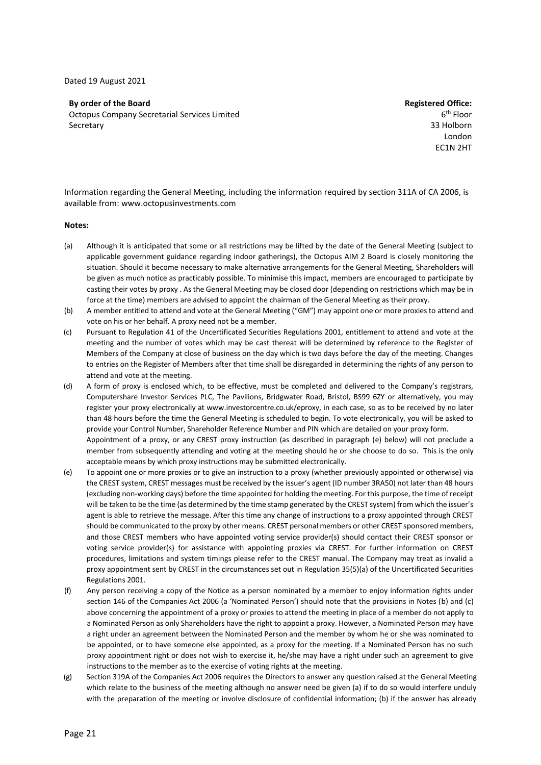Dated 19 August 2021

**By order of the Board**
Octopus Company Secretarial Services Limited
Secretary

**Registered Office:**
6th Floor
33 Holborn
London
EC1N 2HT

Information regarding the General Meeting, including the information required by section 311A of CA 2006, is available from: www.octopusinvestments.com

**Notes:**

(a) Although it is anticipated that some or all restrictions may be lifted by the date of the General Meeting (subject to applicable government guidance regarding indoor gatherings), the Octopus AIM 2 Board is closely monitoring the situation. Should it become necessary to make alternative arrangements for the General Meeting, Shareholders will be given as much notice as practicably possible. To minimise this impact, members are encouraged to participate by casting their votes by proxy . As the General Meeting may be closed door (depending on restrictions which may be in force at the time) members are advised to appoint the chairman of the General Meeting as their proxy.

(b) A member entitled to attend and vote at the General Meeting ("GM") may appoint one or more proxies to attend and vote on his or her behalf. A proxy need not be a member.

(c) Pursuant to Regulation 41 of the Uncertificated Securities Regulations 2001, entitlement to attend and vote at the meeting and the number of votes which may be cast thereat will be determined by reference to the Register of Members of the Company at close of business on the day which is two days before the day of the meeting. Changes to entries on the Register of Members after that time shall be disregarded in determining the rights of any person to attend and vote at the meeting.

(d) A form of proxy is enclosed which, to be effective, must be completed and delivered to the Company's registrars, Computershare Investor Services PLC, The Pavilions, Bridgwater Road, Bristol, BS99 6ZY or alternatively, you may register your proxy electronically at www.investorcentre.co.uk/eproxy, in each case, so as to be received by no later than 48 hours before the time the General Meeting is scheduled to begin. To vote electronically, you will be asked to provide your Control Number, Shareholder Reference Number and PIN which are detailed on your proxy form.
Appointment of a proxy, or any CREST proxy instruction (as described in paragraph (e) below) will not preclude a member from subsequently attending and voting at the meeting should he or she choose to do so. This is the only acceptable means by which proxy instructions may be submitted electronically.

(e) To appoint one or more proxies or to give an instruction to a proxy (whether previously appointed or otherwise) via the CREST system, CREST messages must be received by the issuer's agent (ID number 3RA50) not later than 48 hours (excluding non-working days) before the time appointed for holding the meeting. For this purpose, the time of receipt will be taken to be the time (as determined by the time stamp generated by the CREST system) from which the issuer's agent is able to retrieve the message. After this time any change of instructions to a proxy appointed through CREST should be communicated to the proxy by other means. CREST personal members or other CREST sponsored members, and those CREST members who have appointed voting service provider(s) should contact their CREST sponsor or voting service provider(s) for assistance with appointing proxies via CREST. For further information on CREST procedures, limitations and system timings please refer to the CREST manual. The Company may treat as invalid a proxy appointment sent by CREST in the circumstances set out in Regulation 35(5)(a) of the Uncertificated Securities Regulations 2001.

(f) Any person receiving a copy of the Notice as a person nominated by a member to enjoy information rights under section 146 of the Companies Act 2006 (a 'Nominated Person') should note that the provisions in Notes (b) and (c) above concerning the appointment of a proxy or proxies to attend the meeting in place of a member do not apply to a Nominated Person as only Shareholders have the right to appoint a proxy. However, a Nominated Person may have a right under an agreement between the Nominated Person and the member by whom he or she was nominated to be appointed, or to have someone else appointed, as a proxy for the meeting. If a Nominated Person has no such proxy appointment right or does not wish to exercise it, he/she may have a right under such an agreement to give instructions to the member as to the exercise of voting rights at the meeting.

(g) Section 319A of the Companies Act 2006 requires the Directors to answer any question raised at the General Meeting which relate to the business of the meeting although no answer need be given (a) if to do so would interfere unduly with the preparation of the meeting or involve disclosure of confidential information; (b) if the answer has already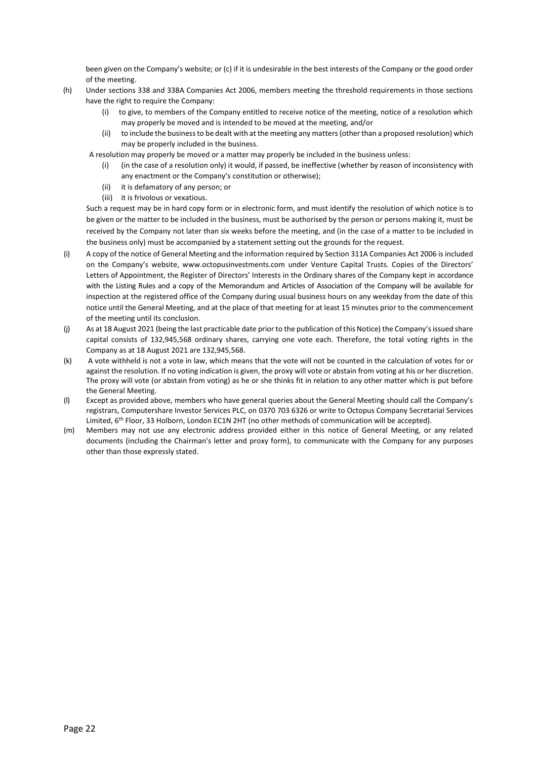been given on the Company's website; or (c) if it is undesirable in the best interests of the Company or the good order of the meeting.

(h) Under sections 338 and 338A Companies Act 2006, members meeting the threshold requirements in those sections have the right to require the Company:

  (i) to give, to members of the Company entitled to receive notice of the meeting, notice of a resolution which may properly be moved and is intended to be moved at the meeting, and/or

  (ii) to include the business to be dealt with at the meeting any matters (other than a proposed resolution) which may be properly included in the business.

  A resolution may properly be moved or a matter may properly be included in the business unless:

  (i) (in the case of a resolution only) it would, if passed, be ineffective (whether by reason of inconsistency with any enactment or the Company's constitution or otherwise);

  (ii) it is defamatory of any person; or

  (iii) it is frivolous or vexatious.

  Such a request may be in hard copy form or in electronic form, and must identify the resolution of which notice is to be given or the matter to be included in the business, must be authorised by the person or persons making it, must be received by the Company not later than six weeks before the meeting, and (in the case of a matter to be included in the business only) must be accompanied by a statement setting out the grounds for the request.

(i) A copy of the notice of General Meeting and the information required by Section 311A Companies Act 2006 is included on the Company's website, www.octopusinvestments.com under Venture Capital Trusts. Copies of the Directors' Letters of Appointment, the Register of Directors' Interests in the Ordinary shares of the Company kept in accordance with the Listing Rules and a copy of the Memorandum and Articles of Association of the Company will be available for inspection at the registered office of the Company during usual business hours on any weekday from the date of this notice until the General Meeting, and at the place of that meeting for at least 15 minutes prior to the commencement of the meeting until its conclusion.

(j) As at 18 August 2021 (being the last practicable date prior to the publication of this Notice) the Company's issued share capital consists of 132,945,568 ordinary shares, carrying one vote each. Therefore, the total voting rights in the Company as at 18 August 2021 are 132,945,568.

(k) A vote withheld is not a vote in law, which means that the vote will not be counted in the calculation of votes for or against the resolution. If no voting indication is given, the proxy will vote or abstain from voting at his or her discretion. The proxy will vote (or abstain from voting) as he or she thinks fit in relation to any other matter which is put before the General Meeting.

(l) Except as provided above, members who have general queries about the General Meeting should call the Company's registrars, Computershare Investor Services PLC, on 0370 703 6326 or write to Octopus Company Secretarial Services Limited, 6th Floor, 33 Holborn, London EC1N 2HT (no other methods of communication will be accepted).

(m) Members may not use any electronic address provided either in this notice of General Meeting, or any related documents (including the Chairman's letter and proxy form), to communicate with the Company for any purposes other than those expressly stated.